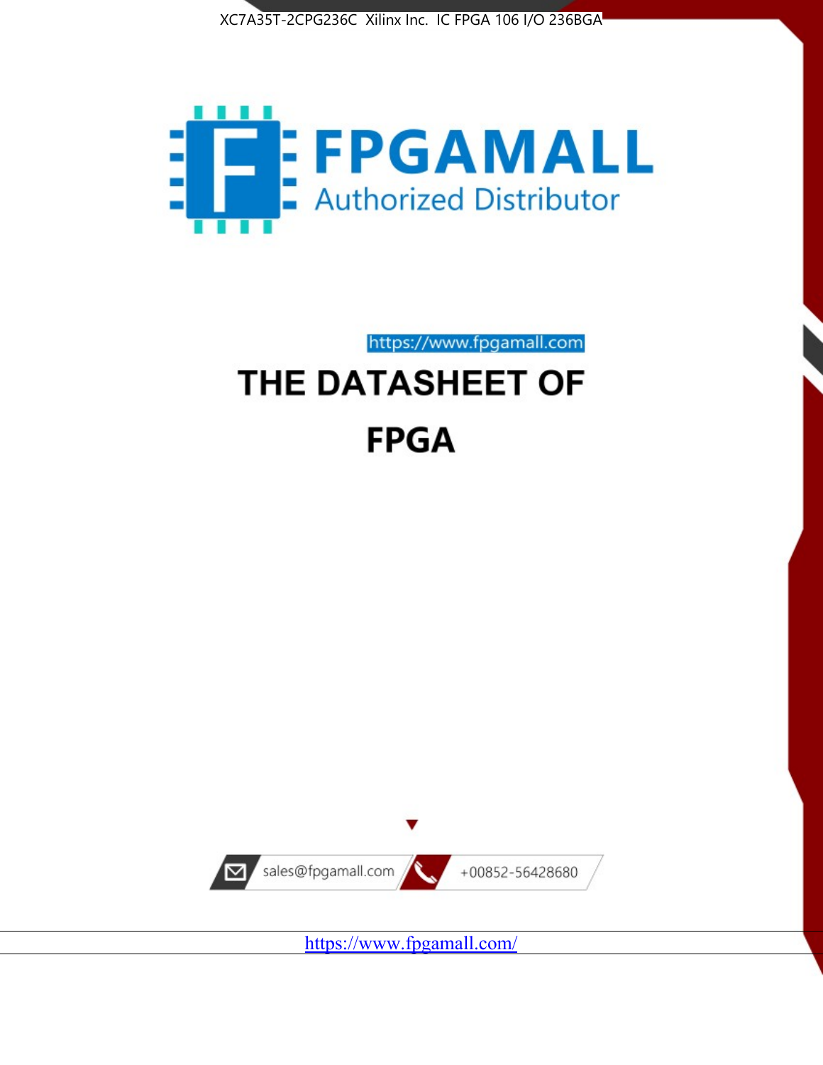XC7A35T-2CPG236C Xilinx Inc. IC FPGA 106 I/O 236BGA

FPGAMALL
Authorized Distributor

https://www.fpgamall.com

# THE DATASHEET OF

# FPGA

sales@fpgamall.com

+00852-56428680

https://www.fpgamall.com/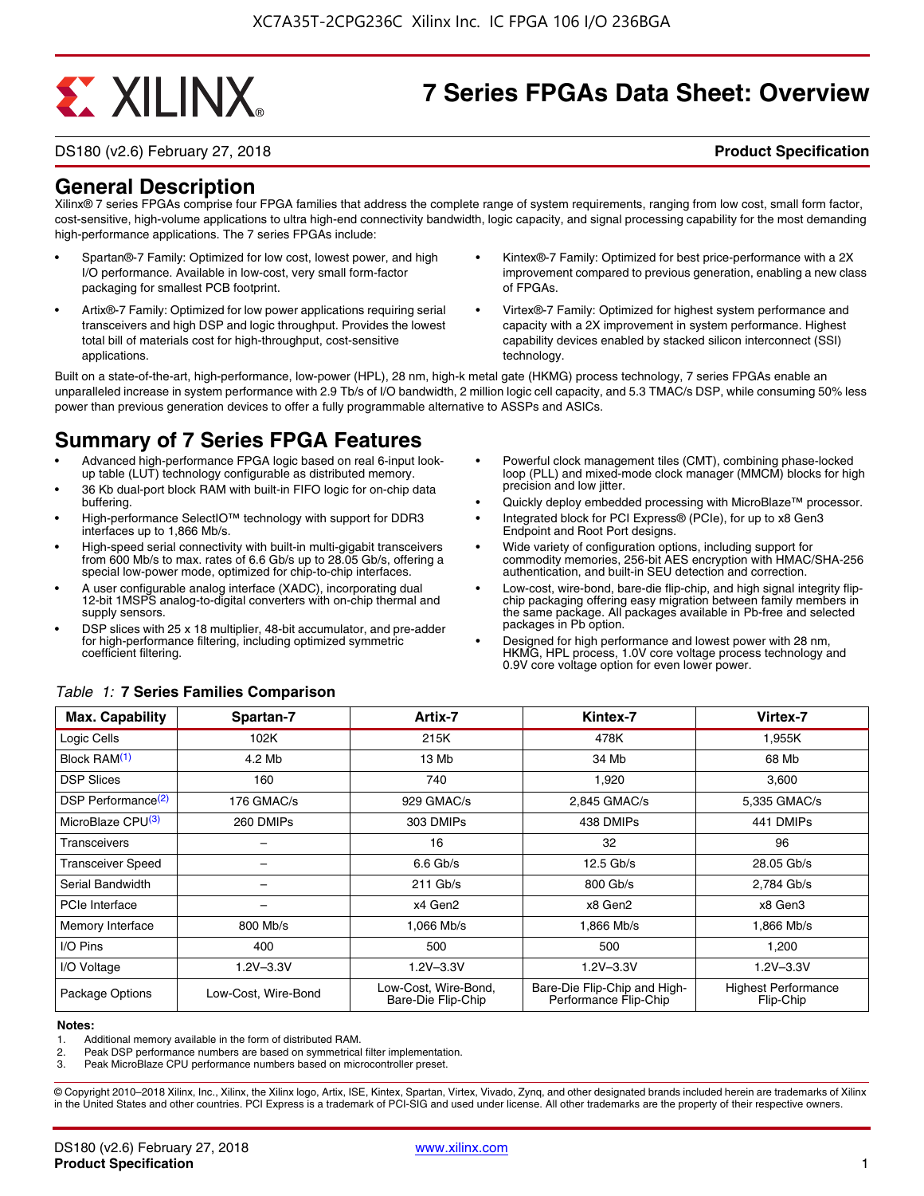# 7 Series FPGAs Data Sheet: Overview

DS180 (v2.6) February 27, 2018 **Product Specification**

## General Description

Xilinx® 7 series FPGAs comprise four FPGA families that address the complete range of system requirements, ranging from low cost, small form factor, cost-sensitive, high-volume applications to ultra high-end connectivity bandwidth, logic capacity, and signal processing capability for the most demanding high-performance applications. The 7 series FPGAs include:

- Spartan®-7 Family: Optimized for low cost, lowest power, and high I/O performance. Available in low-cost, very small form-factor packaging for smallest PCB footprint.
- Artix®-7 Family: Optimized for low power applications requiring serial transceivers and high DSP and logic throughput. Provides the lowest total bill of materials cost for high-throughput, cost-sensitive applications.
- Kintex®-7 Family: Optimized for best price-performance with a 2X improvement compared to previous generation, enabling a new class of FPGAs.
- Virtex®-7 Family: Optimized for highest system performance and capacity with a 2X improvement in system performance. Highest capability devices enabled by stacked silicon interconnect (SSI) technology.

Built on a state-of-the-art, high-performance, low-power (HPL), 28 nm, high-k metal gate (HKMG) process technology, 7 series FPGAs enable an unparalleled increase in system performance with 2.9 Tb/s of I/O bandwidth, 2 million logic cell capacity, and 5.3 TMAC/s DSP, while consuming 50% less power than previous generation devices to offer a fully programmable alternative to ASSPs and ASICs.

## Summary of 7 Series FPGA Features

- Advanced high-performance FPGA logic based on real 6-input look-up table (LUT) technology configurable as distributed memory.
- 36 Kb dual-port block RAM with built-in FIFO logic for on-chip data buffering.
- High-performance SelectIO™ technology with support for DDR3 interfaces up to 1,866 Mb/s.
- High-speed serial connectivity with built-in multi-gigabit transceivers from 600 Mb/s to max. rates of 6.6 Gb/s up to 28.05 Gb/s, offering a special low-power mode, optimized for chip-to-chip interfaces.
- A user configurable analog interface (XADC), incorporating dual 12-bit 1MSPS analog-to-digital converters with on-chip thermal and supply sensors.
- DSP slices with 25 x 18 multiplier, 48-bit accumulator, and pre-adder for high-performance filtering, including optimized symmetric coefficient filtering.
- Powerful clock management tiles (CMT), combining phase-locked loop (PLL) and mixed-mode clock manager (MMCM) blocks for high precision and low jitter.
- Quickly deploy embedded processing with MicroBlaze™ processor.
- Integrated block for PCI Express® (PCIe), for up to x8 Gen3 Endpoint and Root Port designs.
- Wide variety of configuration options, including support for commodity memories, 256-bit AES encryption with HMAC/SHA-256 authentication, and built-in SEU detection and correction.
- Low-cost, wire-bond, bare-die flip-chip, and high signal integrity flip-chip packaging offering easy migration between family members in the same package. All packages available in Pb-free and selected packages in Pb option.
- Designed for high performance and lowest power with 28 nm, HKMG, HPL process, 1.0V core voltage process technology and 0.9V core voltage option for even lower power.

*Table 1:* **7 Series Families Comparison**

| Max. Capability | Spartan-7 | Artix-7 | Kintex-7 | Virtex-7 |
|---|---|---|---|---|
| Logic Cells | 102K | 215K | 478K | 1,955K |
| Block RAM[(1)] | 4.2 Mb | 13 Mb | 34 Mb | 68 Mb |
| DSP Slices | 160 | 740 | 1,920 | 3,600 |
| DSP Performance[(2)] | 176 GMAC/s | 929 GMAC/s | 2,845 GMAC/s | 5,335 GMAC/s |
| MicroBlaze CPU[(3)] | 260 DMIPs | 303 DMIPs | 438 DMIPs | 441 DMIPs |
| Transceivers | – | 16 | 32 | 96 |
| Transceiver Speed | – | 6.6 Gb/s | 12.5 Gb/s | 28.05 Gb/s |
| Serial Bandwidth | – | 211 Gb/s | 800 Gb/s | 2,784 Gb/s |
| PCIe Interface | – | x4 Gen2 | x8 Gen2 | x8 Gen3 |
| Memory Interface | 800 Mb/s | 1,066 Mb/s | 1,866 Mb/s | 1,866 Mb/s |
| I/O Pins | 400 | 500 | 500 | 1,200 |
| I/O Voltage | 1.2V–3.3V | 1.2V–3.3V | 1.2V–3.3V | 1.2V–3.3V |
| Package Options | Low-Cost, Wire-Bond | Low-Cost, Wire-Bond, Bare-Die Flip-Chip | Bare-Die Flip-Chip and High-Performance Flip-Chip | Highest Performance Flip-Chip |

**Notes:**

1. Additional memory available in the form of distributed RAM.
2. Peak DSP performance numbers are based on symmetrical filter implementation.
3. Peak MicroBlaze CPU performance numbers based on microcontroller preset.

© Copyright 2010–2018 Xilinx, Inc., Xilinx, the Xilinx logo, Artix, ISE, Kintex, Spartan, Virtex, Vivado, Zynq, and other designated brands included herein are trademarks of Xilinx in the United States and other countries. PCI Express is a trademark of PCI-SIG and used under license. All other trademarks are the property of their respective owners.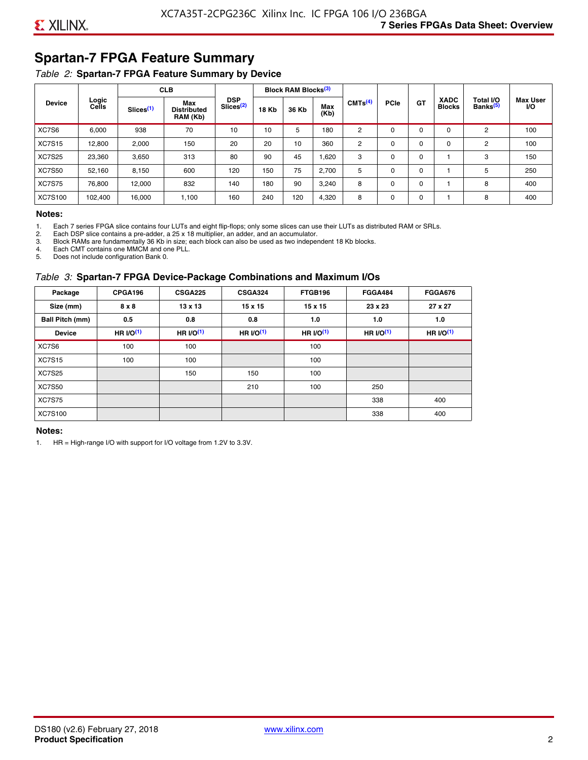## Spartan-7 FPGA Feature Summary

*Table 2:* **Spartan-7 FPGA Feature Summary by Device**

| Device | Logic Cells | CLB | | DSP Slices(2) | Block RAM Blocks(3) | | | CMTs(4) | PCIe | GT | XADC Blocks | Total I/O Banks(5) | Max User I/O |
|---|---|---|---|---|---|---|---|---|---|---|---|---|---|
| | | Slices(1) | Max Distributed RAM (Kb) | | 18 Kb | 36 Kb | Max (Kb) | | | | | | |
| XC7S6 | 6,000 | 938 | 70 | 10 | 10 | 5 | 180 | 2 | 0 | 0 | 0 | 2 | 100 |
| XC7S15 | 12,800 | 2,000 | 150 | 20 | 20 | 10 | 360 | 2 | 0 | 0 | 0 | 2 | 100 |
| XC7S25 | 23,360 | 3,650 | 313 | 80 | 90 | 45 | 1,620 | 3 | 0 | 0 | 1 | 3 | 150 |
| XC7S50 | 52,160 | 8,150 | 600 | 120 | 150 | 75 | 2,700 | 5 | 0 | 0 | 1 | 5 | 250 |
| XC7S75 | 76,800 | 12,000 | 832 | 140 | 180 | 90 | 3,240 | 8 | 0 | 0 | 1 | 8 | 400 |
| XC7S100 | 102,400 | 16,000 | 1,100 | 160 | 240 | 120 | 4,320 | 8 | 0 | 0 | 1 | 8 | 400 |

**Notes:**

1. Each 7 series FPGA slice contains four LUTs and eight flip-flops; only some slices can use their LUTs as distributed RAM or SRLs.
2. Each DSP slice contains a pre-adder, a 25 x 18 multiplier, an adder, and an accumulator.
3. Block RAMs are fundamentally 36 Kb in size; each block can also be used as two independent 18 Kb blocks.
4. Each CMT contains one MMCM and one PLL.
5. Does not include configuration Bank 0.

*Table 3:* **Spartan-7 FPGA Device-Package Combinations and Maximum I/Os**

| Package | CPGA196 | CSGA225 | CSGA324 | FTGB196 | FGGA484 | FGGA676 |
|---|---|---|---|---|---|---|
| **Size (mm)** | **8 x 8** | **13 x 13** | **15 x 15** | **15 x 15** | **23 x 23** | **27 x 27** |
| **Ball Pitch (mm)** | **0.5** | **0.8** | **0.8** | **1.0** | **1.0** | **1.0** |
| **Device** | **HR I/O(1)** | **HR I/O(1)** | **HR I/O(1)** | **HR I/O(1)** | **HR I/O(1)** | **HR I/O(1)** |
| XC7S6 | 100 | 100 | | 100 | | |
| XC7S15 | 100 | 100 | | 100 | | |
| XC7S25 | | 150 | 150 | 100 | | |
| XC7S50 | | | 210 | 100 | 250 | |
| XC7S75 | | | | | 338 | 400 |
| XC7S100 | | | | | 338 | 400 |

**Notes:**

1. HR = High-range I/O with support for I/O voltage from 1.2V to 3.3V.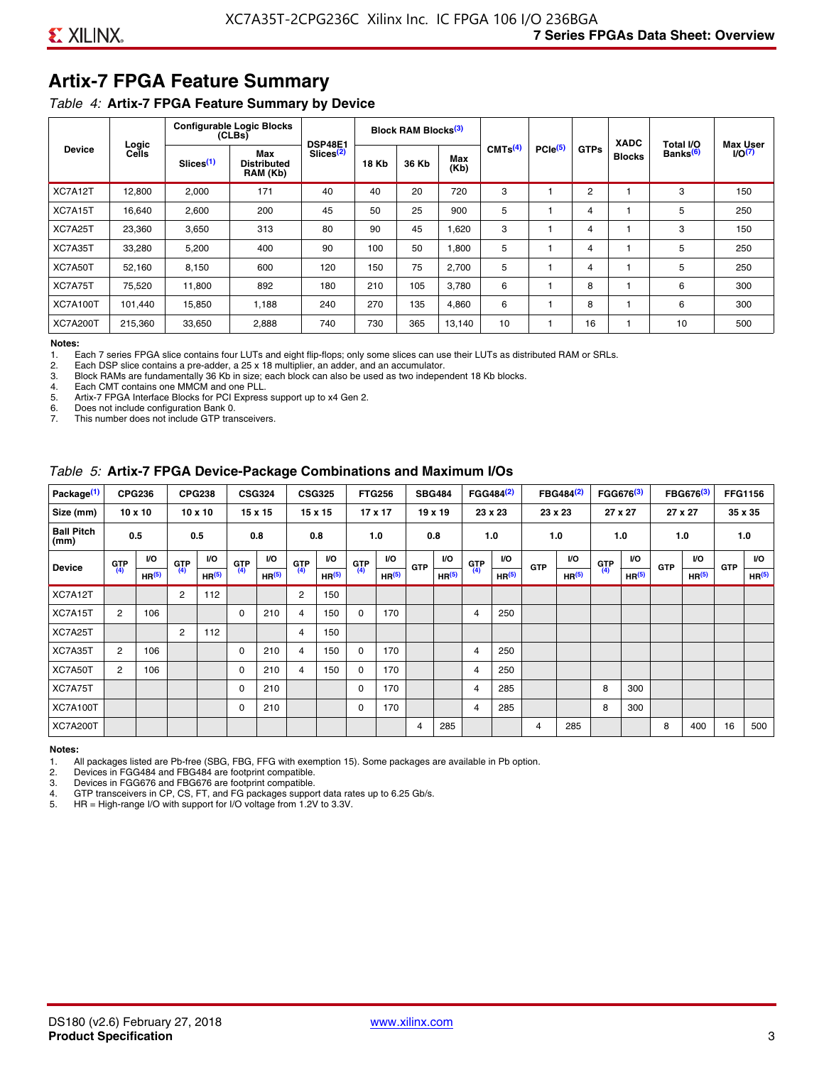## Artix-7 FPGA Feature Summary

*Table 4:* **Artix-7 FPGA Feature Summary by Device**

| Device | Logic Cells | Configurable Logic Blocks (CLBs) | | DSP48E1 Slices[2] | Block RAM Blocks[3] | | | CMTs[4] | PCIe[5] | GTPs | XADC Blocks | Total I/O Banks[6] | Max User I/O[7] |
|---|---|---|---|---|---|---|---|---|---|---|---|---|---|
| | | Slices[1] | Max Distributed RAM (Kb) | | 18 Kb | 36 Kb | Max (Kb) | | | | | | |
| XC7A12T | 12,800 | 2,000 | 171 | 40 | 40 | 20 | 720 | 3 | 1 | 2 | 1 | 3 | 150 |
| XC7A15T | 16,640 | 2,600 | 200 | 45 | 50 | 25 | 900 | 5 | 1 | 4 | 1 | 5 | 250 |
| XC7A25T | 23,360 | 3,650 | 313 | 80 | 90 | 45 | 1,620 | 3 | 1 | 4 | 1 | 3 | 150 |
| XC7A35T | 33,280 | 5,200 | 400 | 90 | 100 | 50 | 1,800 | 5 | 1 | 4 | 1 | 5 | 250 |
| XC7A50T | 52,160 | 8,150 | 600 | 120 | 150 | 75 | 2,700 | 5 | 1 | 4 | 1 | 5 | 250 |
| XC7A75T | 75,520 | 11,800 | 892 | 180 | 210 | 105 | 3,780 | 6 | 1 | 8 | 1 | 6 | 300 |
| XC7A100T | 101,440 | 15,850 | 1,188 | 240 | 270 | 135 | 4,860 | 6 | 1 | 8 | 1 | 6 | 300 |
| XC7A200T | 215,360 | 33,650 | 2,888 | 740 | 730 | 365 | 13,140 | 10 | 1 | 16 | 1 | 10 | 500 |

**Notes:**

1. Each 7 series FPGA slice contains four LUTs and eight flip-flops; only some slices can use their LUTs as distributed RAM or SRLs.
2. Each DSP slice contains a pre-adder, a 25 x 18 multiplier, an adder, and an accumulator.
3. Block RAMs are fundamentally 36 Kb in size; each block can also be used as two independent 18 Kb blocks.
4. Each CMT contains one MMCM and one PLL.
5. Artix-7 FPGA Interface Blocks for PCI Express support up to x4 Gen 2.
6. Does not include configuration Bank 0.
7. This number does not include GTP transceivers.

*Table 5:* **Artix-7 FPGA Device-Package Combinations and Maximum I/Os**

| Package[1] | CPG236 | | CPG238 | | CSG324 | | CSG325 | | FTG256 | | SBG484 | | FGG484[2] | | FBG484[2] | | FGG676[3] | | FBG676[3] | | FFG1156 | |
|---|---|---|---|---|---|---|---|---|---|---|---|---|---|---|---|---|---|---|---|---|---|---|
| Size (mm) | 10 x 10 | | 10 x 10 | | 15 x 15 | | 15 x 15 | | 17 x 17 | | 19 x 19 | | 23 x 23 | | 23 x 23 | | 27 x 27 | | 27 x 27 | | 35 x 35 | |
| Ball Pitch (mm) | 0.5 | | 0.5 | | 0.8 | | 0.8 | | 1.0 | | 0.8 | | 1.0 | | 1.0 | | 1.0 | | 1.0 | | 1.0 | |
| Device | GTP[4] | I/O HR[5] | GTP[4] | I/O HR[5] | GTP[4] | I/O HR[5] | GTP[4] | I/O HR[5] | GTP[4] | I/O HR[5] | GTP | I/O HR[5] | GTP[4] | I/O HR[5] | GTP | I/O HR[5] | GTP[4] | I/O HR[5] | GTP | I/O HR[5] | GTP | I/O HR[5] |
| XC7A12T | | | 2 | 112 | | | 2 | 150 | | | | | | | | | | | | | | |
| XC7A15T | 2 | 106 | | | 0 | 210 | 4 | 150 | 0 | 170 | | | 4 | 250 | | | | | | | | |
| XC7A25T | | | 2 | 112 | | | 4 | 150 | | | | | | | | | | | | | | |
| XC7A35T | 2 | 106 | | | 0 | 210 | 4 | 150 | 0 | 170 | | | 4 | 250 | | | | | | | | |
| XC7A50T | 2 | 106 | | | 0 | 210 | 4 | 150 | 0 | 170 | | | 4 | 250 | | | | | | | | |
| XC7A75T | | | | | 0 | 210 | | | 0 | 170 | | | 4 | 285 | | | 8 | 300 | | | | |
| XC7A100T | | | | | 0 | 210 | | | 0 | 170 | | | 4 | 285 | | | 8 | 300 | | | | |
| XC7A200T | | | | | | | | | | | 4 | 285 | | | 4 | 285 | | | 8 | 400 | 16 | 500 |

**Notes:**

1. All packages listed are Pb-free (SBG, FBG, FFG with exemption 15). Some packages are available in Pb option.
2. Devices in FGG484 and FBG484 are footprint compatible.
3. Devices in FGG676 and FBG676 are footprint compatible.
4. GTP transceivers in CP, CS, FT, and FG packages support data rates up to 6.25 Gb/s.
5. HR = High-range I/O with support for I/O voltage from 1.2V to 3.3V.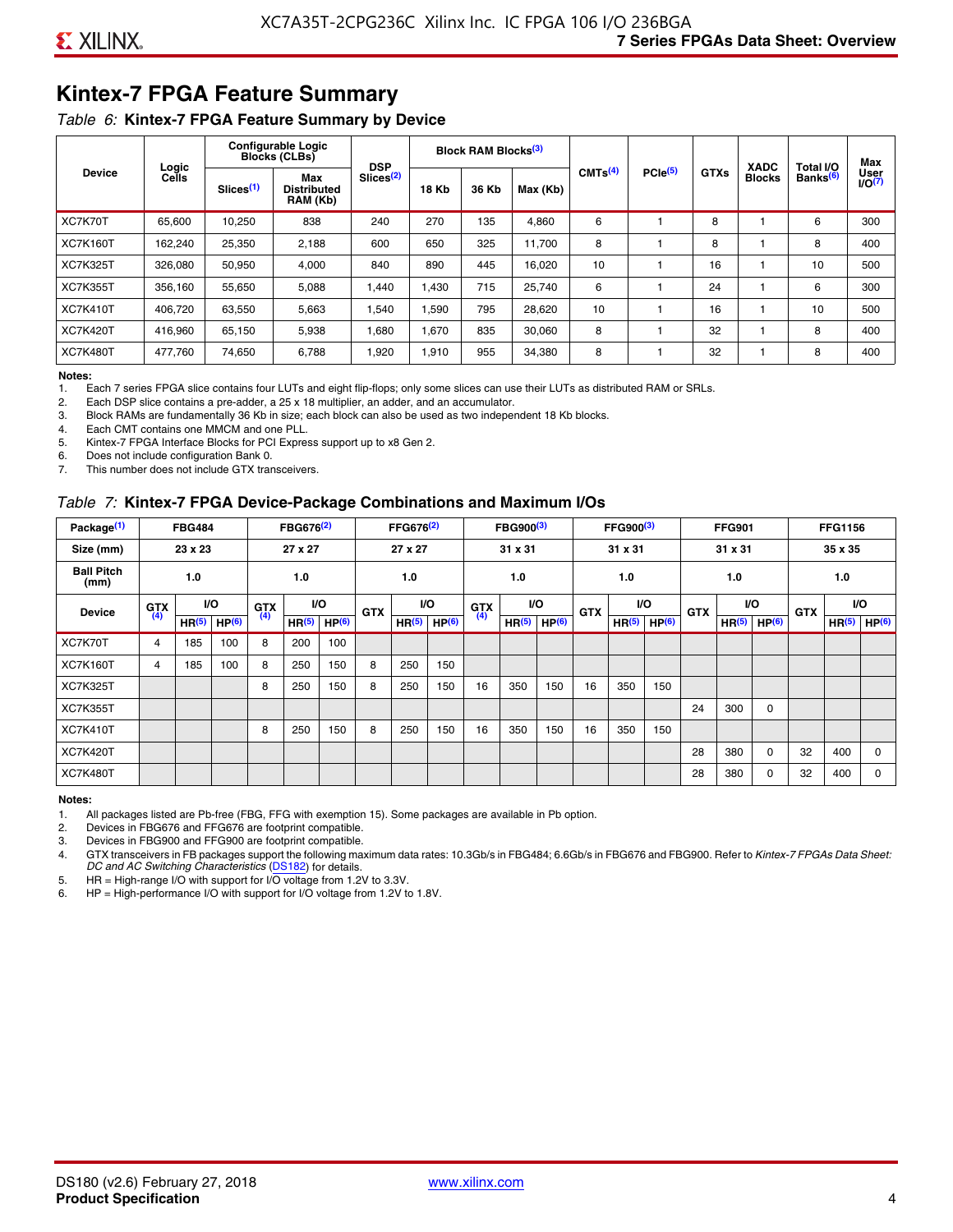## Kintex-7 FPGA Feature Summary

*Table 6:* **Kintex-7 FPGA Feature Summary by Device**

| Device | Logic Cells | Configurable Logic Blocks (CLBs) | | DSP Slices[(2)] | Block RAM Blocks[(3)] | | | CMTs[(4)] | PCIe[(5)] | GTXs | XADC Blocks | Total I/O Banks[(6)] | Max User I/O[(7)] |
|---|---|---|---|---|---|---|---|---|---|---|---|---|---|
| | | Slices[(1)] | Max Distributed RAM (Kb) | | 18 Kb | 36 Kb | Max (Kb) | | | | | | |
| XC7K70T | 65,600 | 10,250 | 838 | 240 | 270 | 135 | 4,860 | 6 | 1 | 8 | 1 | 6 | 300 |
| XC7K160T | 162,240 | 25,350 | 2,188 | 600 | 650 | 325 | 11,700 | 8 | 1 | 8 | 1 | 8 | 400 |
| XC7K325T | 326,080 | 50,950 | 4,000 | 840 | 890 | 445 | 16,020 | 10 | 1 | 16 | 1 | 10 | 500 |
| XC7K355T | 356,160 | 55,650 | 5,088 | 1,440 | 1,430 | 715 | 25,740 | 6 | 1 | 24 | 1 | 6 | 300 |
| XC7K410T | 406,720 | 63,550 | 5,663 | 1,540 | 1,590 | 795 | 28,620 | 10 | 1 | 16 | 1 | 10 | 500 |
| XC7K420T | 416,960 | 65,150 | 5,938 | 1,680 | 1,670 | 835 | 30,060 | 8 | 1 | 32 | 1 | 8 | 400 |
| XC7K480T | 477,760 | 74,650 | 6,788 | 1,920 | 1,910 | 955 | 34,380 | 8 | 1 | 32 | 1 | 8 | 400 |

**Notes:**
1. Each 7 series FPGA slice contains four LUTs and eight flip-flops; only some slices can use their LUTs as distributed RAM or SRLs.
2. Each DSP slice contains a pre-adder, a 25 x 18 multiplier, an adder, and an accumulator.
3. Block RAMs are fundamentally 36 Kb in size; each block can also be used as two independent 18 Kb blocks.
4. Each CMT contains one MMCM and one PLL.
5. Kintex-7 FPGA Interface Blocks for PCI Express support up to x8 Gen 2.
6. Does not include configuration Bank 0.
7. This number does not include GTX transceivers.

*Table 7:* **Kintex-7 FPGA Device-Package Combinations and Maximum I/Os**

| Package[(1)] | FBG484 | | | FBG676[(2)] | | | FFG676[(2)] | | | FBG900[(3)] | | | FFG900[(3)] | | | FFG901 | | | FFG1156 | | |
|---|---|---|---|---|---|---|---|---|---|---|---|---|---|---|---|---|---|---|---|---|---|
| Size (mm) | 23 x 23 | | | 27 x 27 | | | 27 x 27 | | | 31 x 31 | | | 31 x 31 | | | 31 x 31 | | | 35 x 35 | | |
| Ball Pitch (mm) | 1.0 | | | 1.0 | | | 1.0 | | | 1.0 | | | 1.0 | | | 1.0 | | | 1.0 | | |
| Device | GTX[(4)] | I/O | | GTX[(4)] | I/O | | GTX | I/O | | GTX[(4)] | I/O | | GTX | I/O | | GTX | I/O | | GTX | I/O | |
| | | HR[(5)] | HP[(6)] | | HR[(5)] | HP[(6)] | | HR[(5)] | HP[(6)] | | HR[(5)] | HP[(6)] | | HR[(5)] | HP[(6)] | | HR[(5)] | HP[(6)] | | HR[(5)] | HP[(6)] |
| XC7K70T | 4 | 185 | 100 | 8 | 200 | 100 | | | | | | | | | | | | | | | |
| XC7K160T | 4 | 185 | 100 | 8 | 250 | 150 | 8 | 250 | 150 | | | | | | | | | | | | |
| XC7K325T | | | | 8 | 250 | 150 | 8 | 250 | 150 | 16 | 350 | 150 | 16 | 350 | 150 | | | | | | |
| XC7K355T | | | | | | | | | | | | | | | | 24 | 300 | 0 | | | |
| XC7K410T | | | | 8 | 250 | 150 | 8 | 250 | 150 | 16 | 350 | 150 | 16 | 350 | 150 | | | | | | |
| XC7K420T | | | | | | | | | | | | | | | | 28 | 380 | 0 | 32 | 400 | 0 |
| XC7K480T | | | | | | | | | | | | | | | | 28 | 380 | 0 | 32 | 400 | 0 |

**Notes:**
1. All packages listed are Pb-free (FBG, FFG with exemption 15). Some packages are available in Pb option.
2. Devices in FBG676 and FFG676 are footprint compatible.
3. Devices in FBG900 and FFG900 are footprint compatible.
4. GTX transceivers in FB packages support the following maximum data rates: 10.3Gb/s in FBG484; 6.6Gb/s in FBG676 and FBG900. Refer to *Kintex-7 FPGAs Data Sheet: DC and AC Switching Characteristics* (DS182) for details.
5. HR = High-range I/O with support for I/O voltage from 1.2V to 3.3V.
6. HP = High-performance I/O with support for I/O voltage from 1.2V to 1.8V.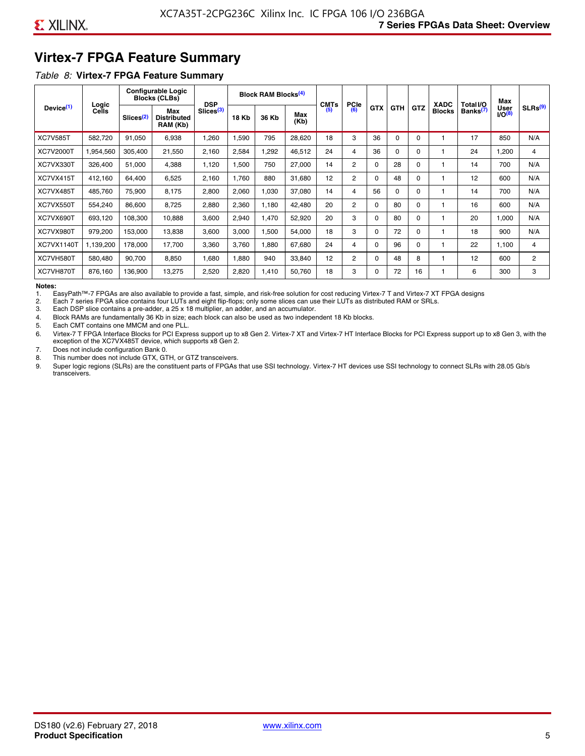# Virtex-7 FPGA Feature Summary

*Table 8:* **Virtex-7 FPGA Feature Summary**

| Device[1] | Logic Cells | Configurable Logic Blocks (CLBs) | | DSP Slices[3] | Block RAM Blocks[4] | | | CMTs [5] | PCIe [6] | GTX | GTH | GTZ | XADC Blocks | Total I/O Banks[7] | Max User I/O[8] | SLRs[9] |
|---|---|---|---|---|---|---|---|---|---|---|---|---|---|---|---|---|
| | | Slices[2] | Max Distributed RAM (Kb) | | 18 Kb | 36 Kb | Max (Kb) | | | | | | | | | |
| XC7V585T | 582,720 | 91,050 | 6,938 | 1,260 | 1,590 | 795 | 28,620 | 18 | 3 | 36 | 0 | 0 | 1 | 17 | 850 | N/A |
| XC7V2000T | 1,954,560 | 305,400 | 21,550 | 2,160 | 2,584 | 1,292 | 46,512 | 24 | 4 | 36 | 0 | 0 | 1 | 24 | 1,200 | 4 |
| XC7VX330T | 326,400 | 51,000 | 4,388 | 1,120 | 1,500 | 750 | 27,000 | 14 | 2 | 0 | 28 | 0 | 1 | 14 | 700 | N/A |
| XC7VX415T | 412,160 | 64,400 | 6,525 | 2,160 | 1,760 | 880 | 31,680 | 12 | 2 | 0 | 48 | 0 | 1 | 12 | 600 | N/A |
| XC7VX485T | 485,760 | 75,900 | 8,175 | 2,800 | 2,060 | 1,030 | 37,080 | 14 | 4 | 56 | 0 | 0 | 1 | 14 | 700 | N/A |
| XC7VX550T | 554,240 | 86,600 | 8,725 | 2,880 | 2,360 | 1,180 | 42,480 | 20 | 2 | 0 | 80 | 0 | 1 | 16 | 600 | N/A |
| XC7VX690T | 693,120 | 108,300 | 10,888 | 3,600 | 2,940 | 1,470 | 52,920 | 20 | 3 | 0 | 80 | 0 | 1 | 20 | 1,000 | N/A |
| XC7VX980T | 979,200 | 153,000 | 13,838 | 3,600 | 3,000 | 1,500 | 54,000 | 18 | 3 | 0 | 72 | 0 | 1 | 18 | 900 | N/A |
| XC7VX1140T | 1,139,200 | 178,000 | 17,700 | 3,360 | 3,760 | 1,880 | 67,680 | 24 | 4 | 0 | 96 | 0 | 1 | 22 | 1,100 | 4 |
| XC7VH580T | 580,480 | 90,700 | 8,850 | 1,680 | 1,880 | 940 | 33,840 | 12 | 2 | 0 | 48 | 8 | 1 | 12 | 600 | 2 |
| XC7VH870T | 876,160 | 136,900 | 13,275 | 2,520 | 2,820 | 1,410 | 50,760 | 18 | 3 | 0 | 72 | 16 | 1 | 6 | 300 | 3 |

**Notes:**

1. EasyPath™-7 FPGAs are also available to provide a fast, simple, and risk-free solution for cost reducing Virtex-7 T and Virtex-7 XT FPGA designs
2. Each 7 series FPGA slice contains four LUTs and eight flip-flops; only some slices can use their LUTs as distributed RAM or SRLs.
3. Each DSP slice contains a pre-adder, a 25 x 18 multiplier, an adder, and an accumulator.
4. Block RAMs are fundamentally 36 Kb in size; each block can also be used as two independent 18 Kb blocks.
5. Each CMT contains one MMCM and one PLL.
6. Virtex-7 T FPGA Interface Blocks for PCI Express support up to x8 Gen 2. Virtex-7 XT and Virtex-7 HT Interface Blocks for PCI Express support up to x8 Gen 3, with the exception of the XC7VX485T device, which supports x8 Gen 2.
7. Does not include configuration Bank 0.
8. This number does not include GTX, GTH, or GTZ transceivers.
9. Super logic regions (SLRs) are the constituent parts of FPGAs that use SSI technology. Virtex-7 HT devices use SSI technology to connect SLRs with 28.05 Gb/s transceivers.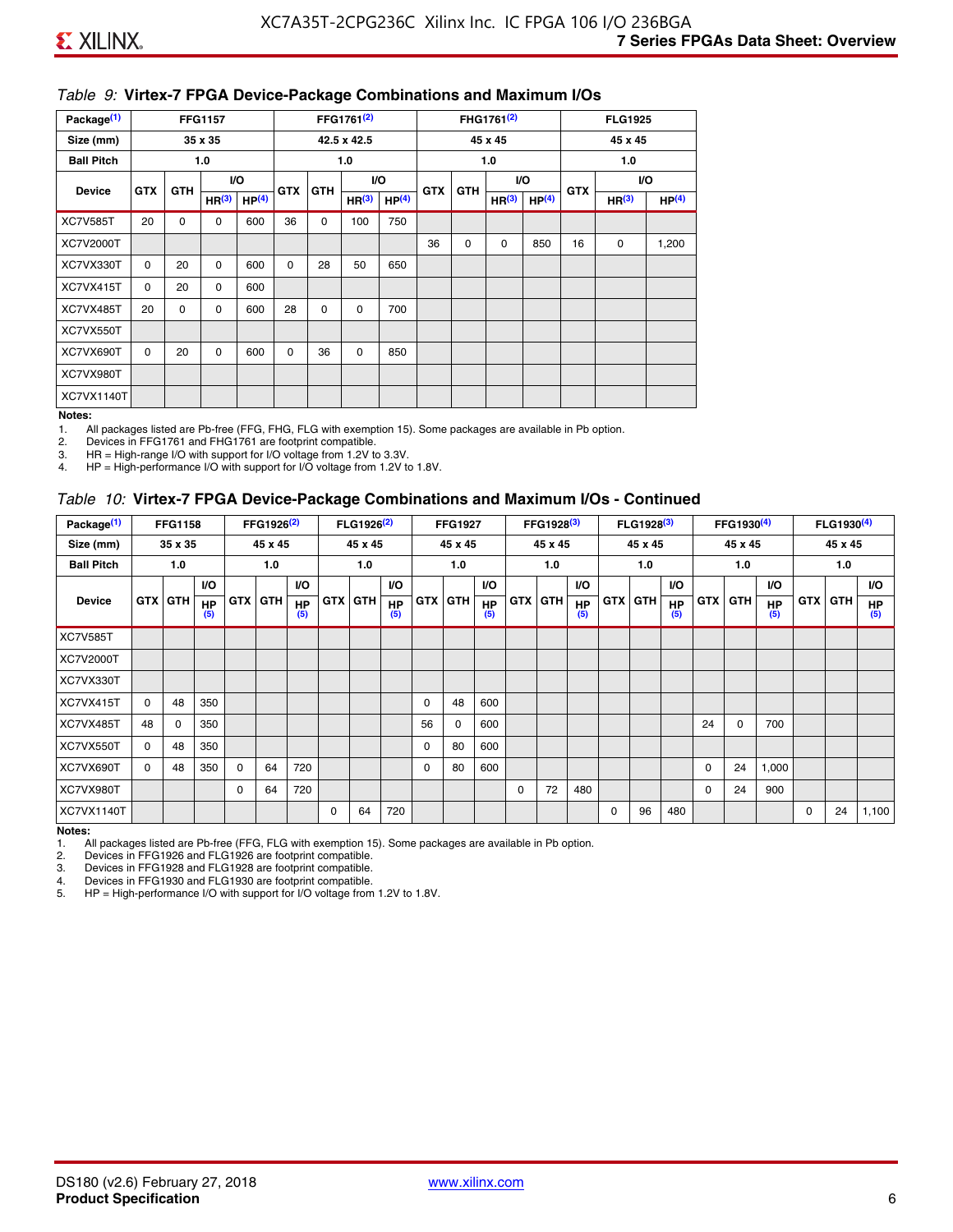*Table 9:* **Virtex-7 FPGA Device-Package Combinations and Maximum I/Os**

| Package[1] | FFG1157 | | | | FFG1761[2] | | | | FHG1761[2] | | | | FLG1925 | | |
|---|---|---|---|---|---|---|---|---|---|---|---|---|---|---|---|
| Size (mm) | 35 x 35 | | | | 42.5 x 42.5 | | | | 45 x 45 | | | | 45 x 45 | | |
| Ball Pitch | 1.0 | | | | 1.0 | | | | 1.0 | | | | 1.0 | | |
| Device | GTX | GTH | I/O HR[3] | I/O HP[4] | GTX | GTH | I/O HR[3] | I/O HP[4] | GTX | GTH | I/O HR[3] | I/O HP[4] | GTX | I/O HR[3] | I/O HP[4] |
| XC7V585T | 20 | 0 | 0 | 600 | 36 | 0 | 100 | 750 | | | | | | | |
| XC7V2000T | | | | | | | | | 36 | 0 | 0 | 850 | 16 | 0 | 1,200 |
| XC7VX330T | 0 | 20 | 0 | 600 | 0 | 28 | 50 | 650 | | | | | | | |
| XC7VX415T | 0 | 20 | 0 | 600 | | | | | | | | | | | |
| XC7VX485T | 20 | 0 | 0 | 600 | 28 | 0 | 0 | 700 | | | | | | | |
| XC7VX550T | | | | | | | | | | | | | | | |
| XC7VX690T | 0 | 20 | 0 | 600 | 0 | 36 | 0 | 850 | | | | | | | |
| XC7VX980T | | | | | | | | | | | | | | | |
| XC7VX1140T | | | | | | | | | | | | | | | |

**Notes:**

1. All packages listed are Pb-free (FFG, FHG, FLG with exemption 15). Some packages are available in Pb option.
2. Devices in FFG1761 and FHG1761 are footprint compatible.
3. HR = High-range I/O with support for I/O voltage from 1.2V to 3.3V.
4. HP = High-performance I/O with support for I/O voltage from 1.2V to 1.8V.

*Table 10:* **Virtex-7 FPGA Device-Package Combinations and Maximum I/Os - Continued**

| Package[1] | FFG1158 | | | FFG1926[2] | | | FLG1926[2] | | | FFG1927 | | | FFG1928[3] | | | FLG1928[3] | | | FFG1930[4] | | | FLG1930[4] | | |
|---|---|---|---|---|---|---|---|---|---|---|---|---|---|---|---|---|---|---|---|---|---|---|---|---|
| Size (mm) | 35 x 35 | | | 45 x 45 | | | 45 x 45 | | | 45 x 45 | | | 45 x 45 | | | 45 x 45 | | | 45 x 45 | | | 45 x 45 | | |
| Ball Pitch | 1.0 | | | 1.0 | | | 1.0 | | | 1.0 | | | 1.0 | | | 1.0 | | | 1.0 | | | 1.0 | | |
| Device | GTX | GTH | I/O HP[5] | GTX | GTH | I/O HP[5] | GTX | GTH | I/O HP[5] | GTX | GTH | I/O HP[5] | GTX | GTH | I/O HP[5] | GTX | GTH | I/O HP[5] | GTX | GTH | I/O HP[5] | GTX | GTH | I/O HP[5] |
| XC7V585T | | | | | | | | | | | | | | | | | | | | | | | | |
| XC7V2000T | | | | | | | | | | | | | | | | | | | | | | | | |
| XC7VX330T | | | | | | | | | | | | | | | | | | | | | | | | |
| XC7VX415T | 0 | 48 | 350 | | | | | | | 0 | 48 | 600 | | | | | | | | | | | | |
| XC7VX485T | 48 | 0 | 350 | | | | | | | 56 | 0 | 600 | | | | | | | 24 | 0 | 700 | | | |
| XC7VX550T | 0 | 48 | 350 | | | | | | | 0 | 80 | 600 | | | | | | | | | | | | |
| XC7VX690T | 0 | 48 | 350 | 0 | 64 | 720 | | | | 0 | 80 | 600 | | | | | | | 0 | 24 | 1,000 | | | |
| XC7VX980T | | | | 0 | 64 | 720 | | | | | | | 0 | 72 | 480 | | | | 0 | 24 | 900 | | | |
| XC7VX1140T | | | | | | | 0 | 64 | 720 | | | | | | | 0 | 96 | 480 | | | | 0 | 24 | 1,100 |

**Notes:**

1. All packages listed are Pb-free (FFG, FLG with exemption 15). Some packages are available in Pb option.
2. Devices in FFG1926 and FLG1926 are footprint compatible.
3. Devices in FFG1928 and FLG1928 are footprint compatible.
4. Devices in FFG1930 and FLG1930 are footprint compatible.
5. HP = High-performance I/O with support for I/O voltage from 1.2V to 1.8V.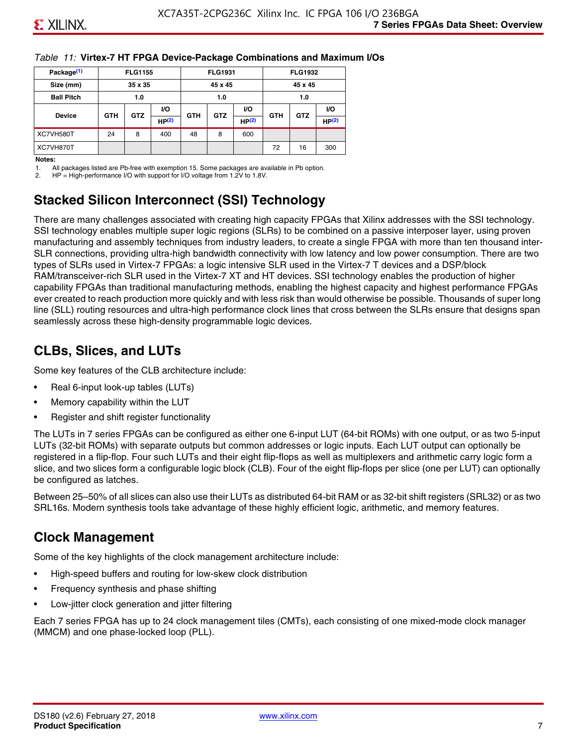*Table 11:* **Virtex-7 HT FPGA Device-Package Combinations and Maximum I/Os**

| Package[(1)] | FLG1155 | | | FLG1931 | | | FLG1932 | | |
|---|---|---|---|---|---|---|---|---|---|
| Size (mm) | 35 x 35 | | | 45 x 45 | | | 45 x 45 | | |
| Ball Pitch | 1.0 | | | 1.0 | | | 1.0 | | |
| Device | GTH | GTZ | I/O HP[(2)] | GTH | GTZ | I/O HP[(2)] | GTH | GTZ | I/O HP[(2)] |
| XC7VH580T | 24 | 8 | 400 | 48 | 8 | 600 | | | |
| XC7VH870T | | | | | | | 72 | 16 | 300 |

**Notes:**
1. All packages listed are Pb-free with exemption 15. Some packages are available in Pb option.
2. HP = High-performance I/O with support for I/O voltage from 1.2V to 1.8V.

## Stacked Silicon Interconnect (SSI) Technology

There are many challenges associated with creating high capacity FPGAs that Xilinx addresses with the SSI technology. SSI technology enables multiple super logic regions (SLRs) to be combined on a passive interposer layer, using proven manufacturing and assembly techniques from industry leaders, to create a single FPGA with more than ten thousand inter-SLR connections, providing ultra-high bandwidth connectivity with low latency and low power consumption. There are two types of SLRs used in Virtex-7 FPGAs: a logic intensive SLR used in the Virtex-7 T devices and a DSP/block RAM/transceiver-rich SLR used in the Virtex-7 XT and HT devices. SSI technology enables the production of higher capability FPGAs than traditional manufacturing methods, enabling the highest capacity and highest performance FPGAs ever created to reach production more quickly and with less risk than would otherwise be possible. Thousands of super long line (SLL) routing resources and ultra-high performance clock lines that cross between the SLRs ensure that designs span seamlessly across these high-density programmable logic devices.

## CLBs, Slices, and LUTs

Some key features of the CLB architecture include:

- Real 6-input look-up tables (LUTs)
- Memory capability within the LUT
- Register and shift register functionality

The LUTs in 7 series FPGAs can be configured as either one 6-input LUT (64-bit ROMs) with one output, or as two 5-input LUTs (32-bit ROMs) with separate outputs but common addresses or logic inputs. Each LUT output can optionally be registered in a flip-flop. Four such LUTs and their eight flip-flops as well as multiplexers and arithmetic carry logic form a slice, and two slices form a configurable logic block (CLB). Four of the eight flip-flops per slice (one per LUT) can optionally be configured as latches.

Between 25–50% of all slices can also use their LUTs as distributed 64-bit RAM or as 32-bit shift registers (SRL32) or as two SRL16s. Modern synthesis tools take advantage of these highly efficient logic, arithmetic, and memory features.

## Clock Management

Some of the key highlights of the clock management architecture include:

- High-speed buffers and routing for low-skew clock distribution
- Frequency synthesis and phase shifting
- Low-jitter clock generation and jitter filtering

Each 7 series FPGA has up to 24 clock management tiles (CMTs), each consisting of one mixed-mode clock manager (MMCM) and one phase-locked loop (PLL).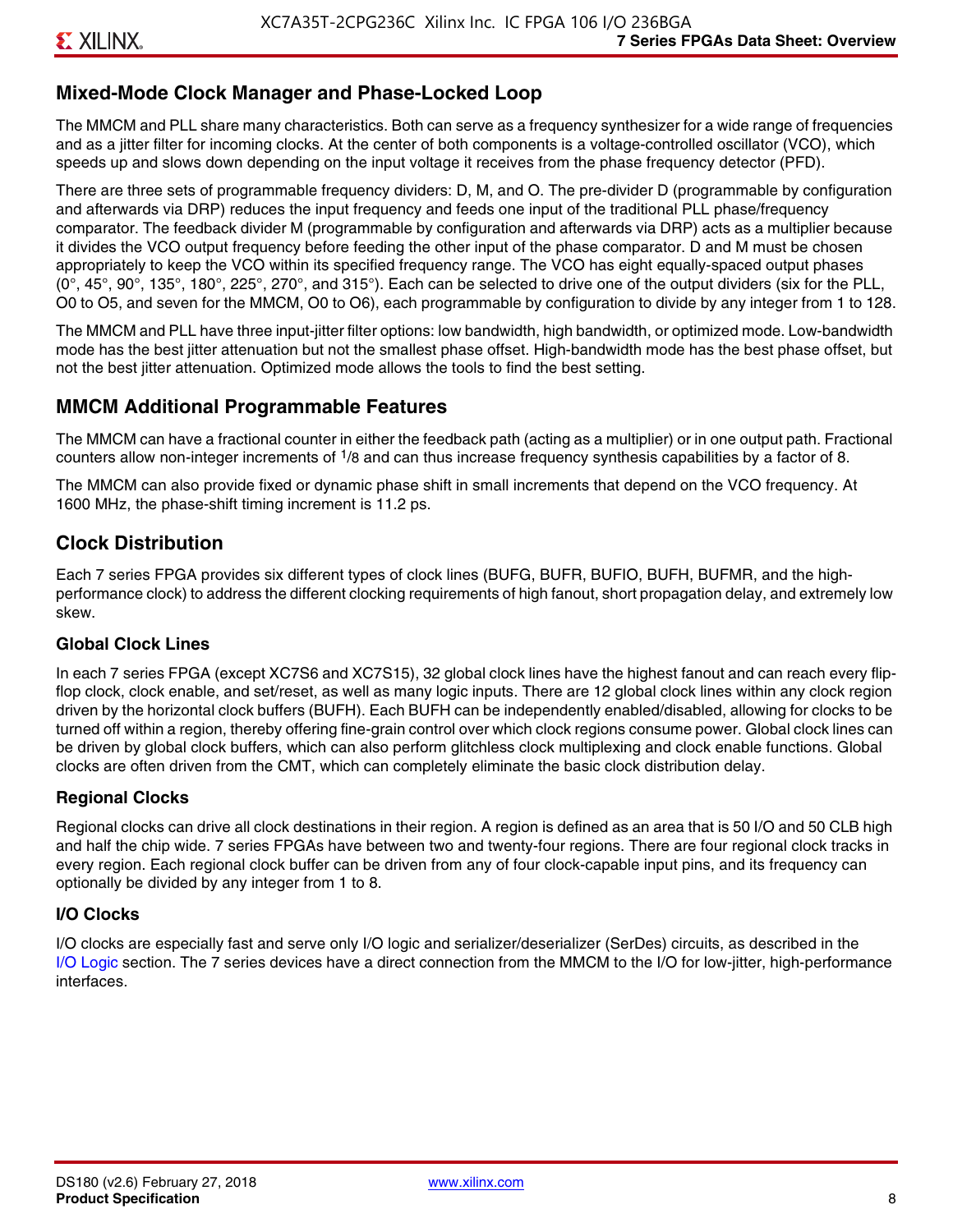## Mixed-Mode Clock Manager and Phase-Locked Loop

The MMCM and PLL share many characteristics. Both can serve as a frequency synthesizer for a wide range of frequencies and as a jitter filter for incoming clocks. At the center of both components is a voltage-controlled oscillator (VCO), which speeds up and slows down depending on the input voltage it receives from the phase frequency detector (PFD).

There are three sets of programmable frequency dividers: D, M, and O. The pre-divider D (programmable by configuration and afterwards via DRP) reduces the input frequency and feeds one input of the traditional PLL phase/frequency comparator. The feedback divider M (programmable by configuration and afterwards via DRP) acts as a multiplier because it divides the VCO output frequency before feeding the other input of the phase comparator. D and M must be chosen appropriately to keep the VCO within its specified frequency range. The VCO has eight equally-spaced output phases (0°, 45°, 90°, 135°, 180°, 225°, 270°, and 315°). Each can be selected to drive one of the output dividers (six for the PLL, O0 to O5, and seven for the MMCM, O0 to O6), each programmable by configuration to divide by any integer from 1 to 128.

The MMCM and PLL have three input-jitter filter options: low bandwidth, high bandwidth, or optimized mode. Low-bandwidth mode has the best jitter attenuation but not the smallest phase offset. High-bandwidth mode has the best phase offset, but not the best jitter attenuation. Optimized mode allows the tools to find the best setting.

## MMCM Additional Programmable Features

The MMCM can have a fractional counter in either the feedback path (acting as a multiplier) or in one output path. Fractional counters allow non-integer increments of $^1/_8$ and can thus increase frequency synthesis capabilities by a factor of 8.

The MMCM can also provide fixed or dynamic phase shift in small increments that depend on the VCO frequency. At 1600 MHz, the phase-shift timing increment is 11.2 ps.

## Clock Distribution

Each 7 series FPGA provides six different types of clock lines (BUFG, BUFR, BUFIO, BUFH, BUFMR, and the high-performance clock) to address the different clocking requirements of high fanout, short propagation delay, and extremely low skew.

### Global Clock Lines

In each 7 series FPGA (except XC7S6 and XC7S15), 32 global clock lines have the highest fanout and can reach every flip-flop clock, clock enable, and set/reset, as well as many logic inputs. There are 12 global clock lines within any clock region driven by the horizontal clock buffers (BUFH). Each BUFH can be independently enabled/disabled, allowing for clocks to be turned off within a region, thereby offering fine-grain control over which clock regions consume power. Global clock lines can be driven by global clock buffers, which can also perform glitchless clock multiplexing and clock enable functions. Global clocks are often driven from the CMT, which can completely eliminate the basic clock distribution delay.

### Regional Clocks

Regional clocks can drive all clock destinations in their region. A region is defined as an area that is 50 I/O and 50 CLB high and half the chip wide. 7 series FPGAs have between two and twenty-four regions. There are four regional clock tracks in every region. Each regional clock buffer can be driven from any of four clock-capable input pins, and its frequency can optionally be divided by any integer from 1 to 8.

### I/O Clocks

I/O clocks are especially fast and serve only I/O logic and serializer/deserializer (SerDes) circuits, as described in the I/O Logic section. The 7 series devices have a direct connection from the MMCM to the I/O for low-jitter, high-performance interfaces.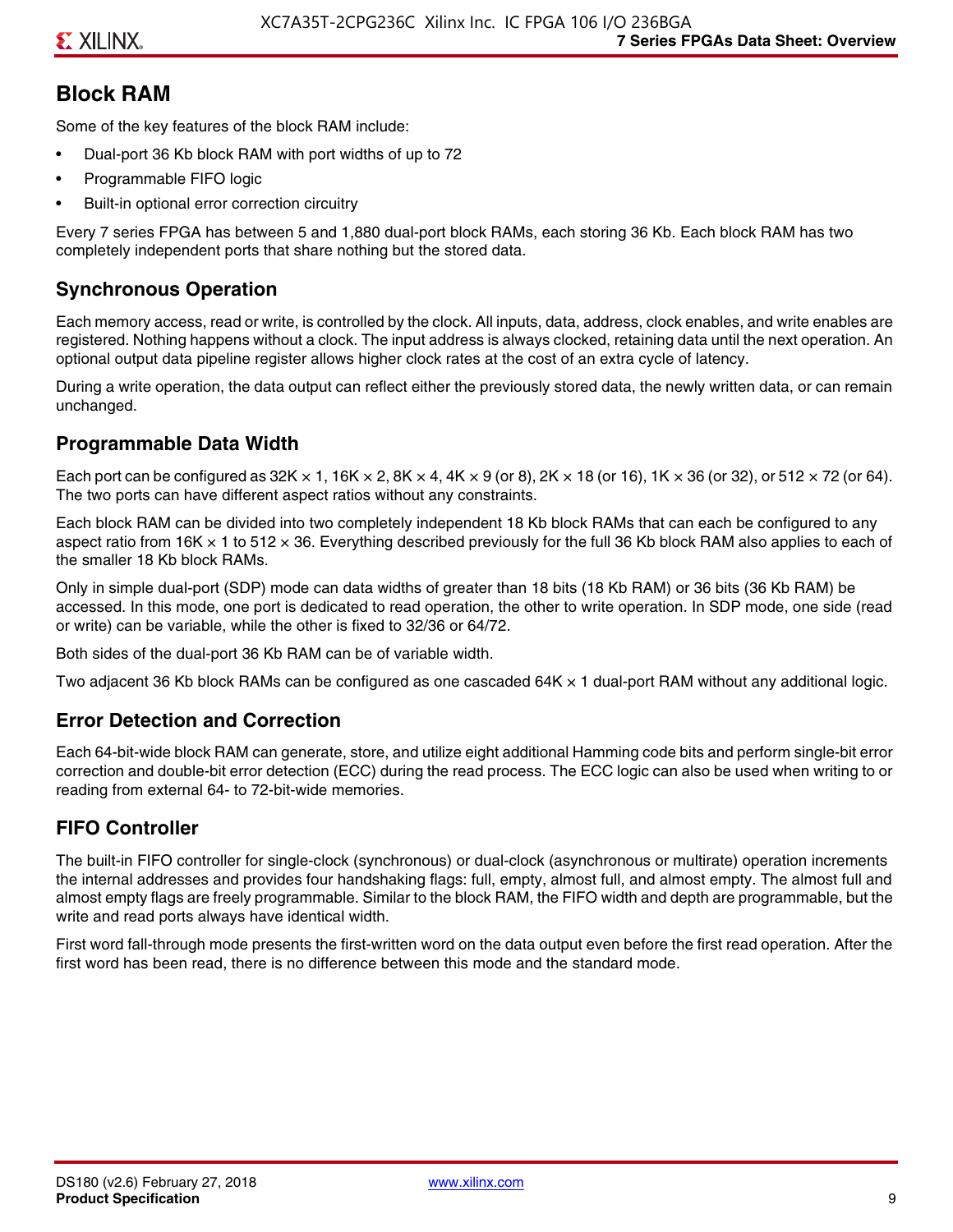## Block RAM

Some of the key features of the block RAM include:

- Dual-port 36 Kb block RAM with port widths of up to 72
- Programmable FIFO logic
- Built-in optional error correction circuitry

Every 7 series FPGA has between 5 and 1,880 dual-port block RAMs, each storing 36 Kb. Each block RAM has two completely independent ports that share nothing but the stored data.

### Synchronous Operation

Each memory access, read or write, is controlled by the clock. All inputs, data, address, clock enables, and write enables are registered. Nothing happens without a clock. The input address is always clocked, retaining data until the next operation. An optional output data pipeline register allows higher clock rates at the cost of an extra cycle of latency.

During a write operation, the data output can reflect either the previously stored data, the newly written data, or can remain unchanged.

### Programmable Data Width

Each port can be configured as 32K × 1, 16K × 2, 8K × 4, 4K × 9 (or 8), 2K × 18 (or 16), 1K × 36 (or 32), or 512 × 72 (or 64). The two ports can have different aspect ratios without any constraints.

Each block RAM can be divided into two completely independent 18 Kb block RAMs that can each be configured to any aspect ratio from 16K × 1 to 512 × 36. Everything described previously for the full 36 Kb block RAM also applies to each of the smaller 18 Kb block RAMs.

Only in simple dual-port (SDP) mode can data widths of greater than 18 bits (18 Kb RAM) or 36 bits (36 Kb RAM) be accessed. In this mode, one port is dedicated to read operation, the other to write operation. In SDP mode, one side (read or write) can be variable, while the other is fixed to 32/36 or 64/72.

Both sides of the dual-port 36 Kb RAM can be of variable width.

Two adjacent 36 Kb block RAMs can be configured as one cascaded 64K × 1 dual-port RAM without any additional logic.

### Error Detection and Correction

Each 64-bit-wide block RAM can generate, store, and utilize eight additional Hamming code bits and perform single-bit error correction and double-bit error detection (ECC) during the read process. The ECC logic can also be used when writing to or reading from external 64- to 72-bit-wide memories.

### FIFO Controller

The built-in FIFO controller for single-clock (synchronous) or dual-clock (asynchronous or multirate) operation increments the internal addresses and provides four handshaking flags: full, empty, almost full, and almost empty. The almost full and almost empty flags are freely programmable. Similar to the block RAM, the FIFO width and depth are programmable, but the write and read ports always have identical width.

First word fall-through mode presents the first-written word on the data output even before the first read operation. After the first word has been read, there is no difference between this mode and the standard mode.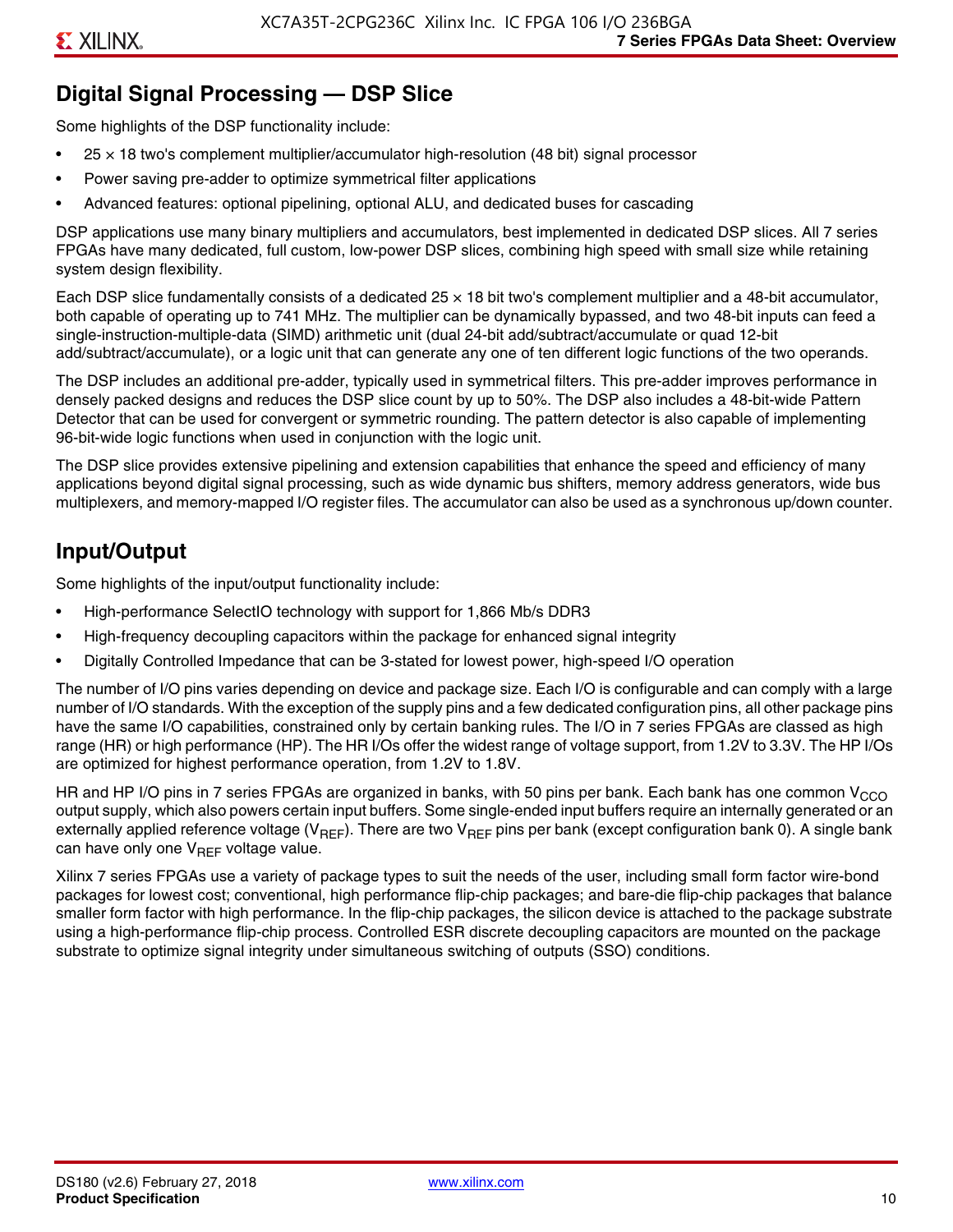## Digital Signal Processing — DSP Slice

Some highlights of the DSP functionality include:

- 25 × 18 two's complement multiplier/accumulator high-resolution (48 bit) signal processor
- Power saving pre-adder to optimize symmetrical filter applications
- Advanced features: optional pipelining, optional ALU, and dedicated buses for cascading

DSP applications use many binary multipliers and accumulators, best implemented in dedicated DSP slices. All 7 series FPGAs have many dedicated, full custom, low-power DSP slices, combining high speed with small size while retaining system design flexibility.

Each DSP slice fundamentally consists of a dedicated 25 × 18 bit two's complement multiplier and a 48-bit accumulator, both capable of operating up to 741 MHz. The multiplier can be dynamically bypassed, and two 48-bit inputs can feed a single-instruction-multiple-data (SIMD) arithmetic unit (dual 24-bit add/subtract/accumulate or quad 12-bit add/subtract/accumulate), or a logic unit that can generate any one of ten different logic functions of the two operands.

The DSP includes an additional pre-adder, typically used in symmetrical filters. This pre-adder improves performance in densely packed designs and reduces the DSP slice count by up to 50%. The DSP also includes a 48-bit-wide Pattern Detector that can be used for convergent or symmetric rounding. The pattern detector is also capable of implementing 96-bit-wide logic functions when used in conjunction with the logic unit.

The DSP slice provides extensive pipelining and extension capabilities that enhance the speed and efficiency of many applications beyond digital signal processing, such as wide dynamic bus shifters, memory address generators, wide bus multiplexers, and memory-mapped I/O register files. The accumulator can also be used as a synchronous up/down counter.

## Input/Output

Some highlights of the input/output functionality include:

- High-performance SelectIO technology with support for 1,866 Mb/s DDR3
- High-frequency decoupling capacitors within the package for enhanced signal integrity
- Digitally Controlled Impedance that can be 3-stated for lowest power, high-speed I/O operation

The number of I/O pins varies depending on device and package size. Each I/O is configurable and can comply with a large number of I/O standards. With the exception of the supply pins and a few dedicated configuration pins, all other package pins have the same I/O capabilities, constrained only by certain banking rules. The I/O in 7 series FPGAs are classed as high range (HR) or high performance (HP). The HR I/Os offer the widest range of voltage support, from 1.2V to 3.3V. The HP I/Os are optimized for highest performance operation, from 1.2V to 1.8V.

HR and HP I/O pins in 7 series FPGAs are organized in banks, with 50 pins per bank. Each bank has one common $V_{CCO}$ output supply, which also powers certain input buffers. Some single-ended input buffers require an internally generated or an externally applied reference voltage ($V_{REF}$). There are two $V_{REF}$ pins per bank (except configuration bank 0). A single bank can have only one $V_{REF}$ voltage value.

Xilinx 7 series FPGAs use a variety of package types to suit the needs of the user, including small form factor wire-bond packages for lowest cost; conventional, high performance flip-chip packages; and bare-die flip-chip packages that balance smaller form factor with high performance. In the flip-chip packages, the silicon device is attached to the package substrate using a high-performance flip-chip process. Controlled ESR discrete decoupling capacitors are mounted on the package substrate to optimize signal integrity under simultaneous switching of outputs (SSO) conditions.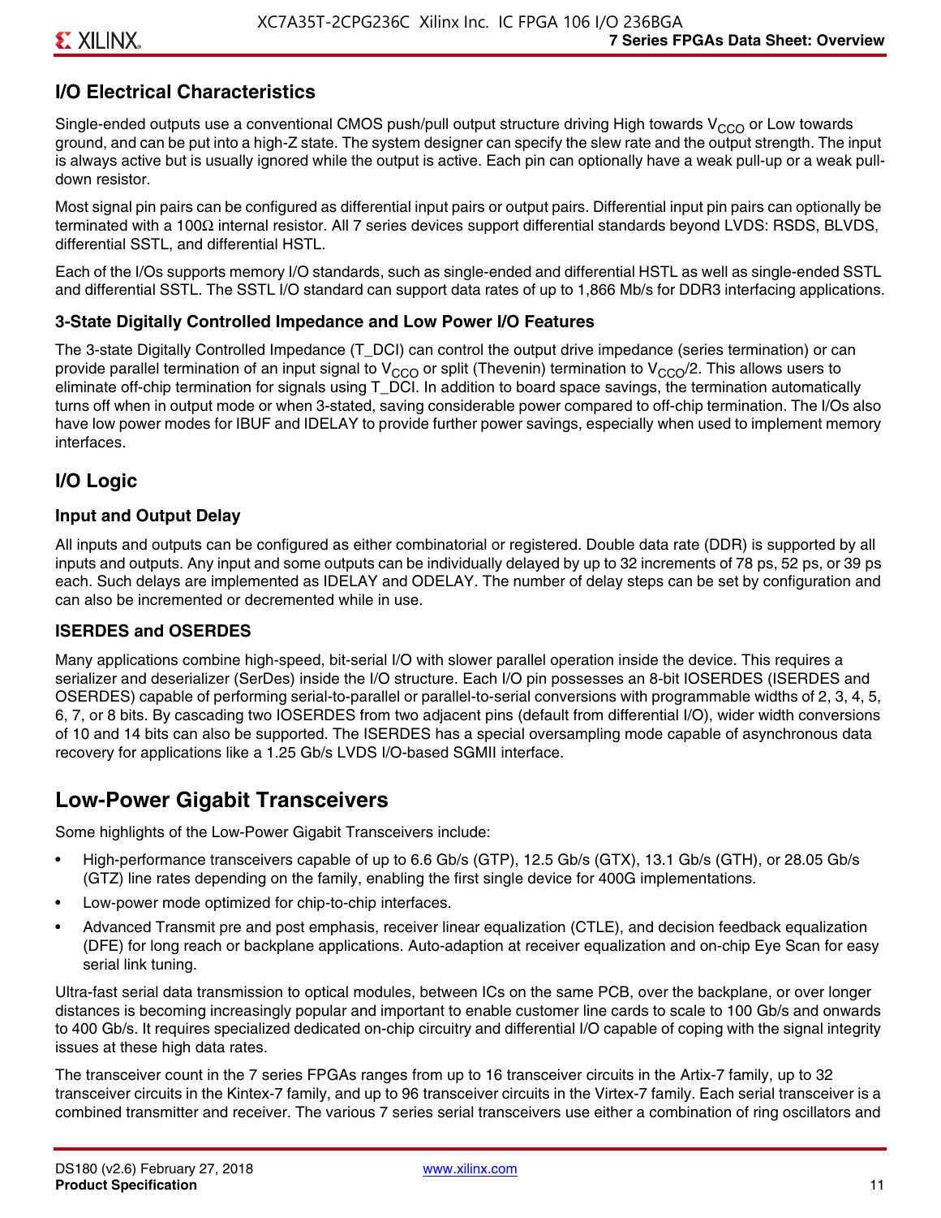## I/O Electrical Characteristics

Single-ended outputs use a conventional CMOS push/pull output structure driving High towards $V_{CCO}$ or Low towards ground, and can be put into a high-Z state. The system designer can specify the slew rate and the output strength. The input is always active but is usually ignored while the output is active. Each pin can optionally have a weak pull-up or a weak pull-down resistor.

Most signal pin pairs can be configured as differential input pairs or output pairs. Differential input pin pairs can optionally be terminated with a 100Ω internal resistor. All 7 series devices support differential standards beyond LVDS: RSDS, BLVDS, differential SSTL, and differential HSTL.

Each of the I/Os supports memory I/O standards, such as single-ended and differential HSTL as well as single-ended SSTL and differential SSTL. The SSTL I/O standard can support data rates of up to 1,866 Mb/s for DDR3 interfacing applications.

### 3-State Digitally Controlled Impedance and Low Power I/O Features

The 3-state Digitally Controlled Impedance (T_DCI) can control the output drive impedance (series termination) or can provide parallel termination of an input signal to $V_{CCO}$ or split (Thevenin) termination to $V_{CCO}/2$. This allows users to eliminate off-chip termination for signals using T_DCI. In addition to board space savings, the termination automatically turns off when in output mode or when 3-stated, saving considerable power compared to off-chip termination. The I/Os also have low power modes for IBUF and IDELAY to provide further power savings, especially when used to implement memory interfaces.

## I/O Logic

### Input and Output Delay

All inputs and outputs can be configured as either combinatorial or registered. Double data rate (DDR) is supported by all inputs and outputs. Any input and some outputs can be individually delayed by up to 32 increments of 78 ps, 52 ps, or 39 ps each. Such delays are implemented as IDELAY and ODELAY. The number of delay steps can be set by configuration and can also be incremented or decremented while in use.

### ISERDES and OSERDES

Many applications combine high-speed, bit-serial I/O with slower parallel operation inside the device. This requires a serializer and deserializer (SerDes) inside the I/O structure. Each I/O pin possesses an 8-bit IOSERDES (ISERDES and OSERDES) capable of performing serial-to-parallel or parallel-to-serial conversions with programmable widths of 2, 3, 4, 5, 6, 7, or 8 bits. By cascading two IOSERDES from two adjacent pins (default from differential I/O), wider width conversions of 10 and 14 bits can also be supported. The ISERDES has a special oversampling mode capable of asynchronous data recovery for applications like a 1.25 Gb/s LVDS I/O-based SGMII interface.

# Low-Power Gigabit Transceivers

Some highlights of the Low-Power Gigabit Transceivers include:

- High-performance transceivers capable of up to 6.6 Gb/s (GTP), 12.5 Gb/s (GTX), 13.1 Gb/s (GTH), or 28.05 Gb/s (GTZ) line rates depending on the family, enabling the first single device for 400G implementations.
- Low-power mode optimized for chip-to-chip interfaces.
- Advanced Transmit pre and post emphasis, receiver linear equalization (CTLE), and decision feedback equalization (DFE) for long reach or backplane applications. Auto-adaption at receiver equalization and on-chip Eye Scan for easy serial link tuning.

Ultra-fast serial data transmission to optical modules, between ICs on the same PCB, over the backplane, or over longer distances is becoming increasingly popular and important to enable customer line cards to scale to 100 Gb/s and onwards to 400 Gb/s. It requires specialized dedicated on-chip circuitry and differential I/O capable of coping with the signal integrity issues at these high data rates.

The transceiver count in the 7 series FPGAs ranges from up to 16 transceiver circuits in the Artix-7 family, up to 32 transceiver circuits in the Kintex-7 family, and up to 96 transceiver circuits in the Virtex-7 family. Each serial transceiver is a combined transmitter and receiver. The various 7 series serial transceivers use either a combination of ring oscillators and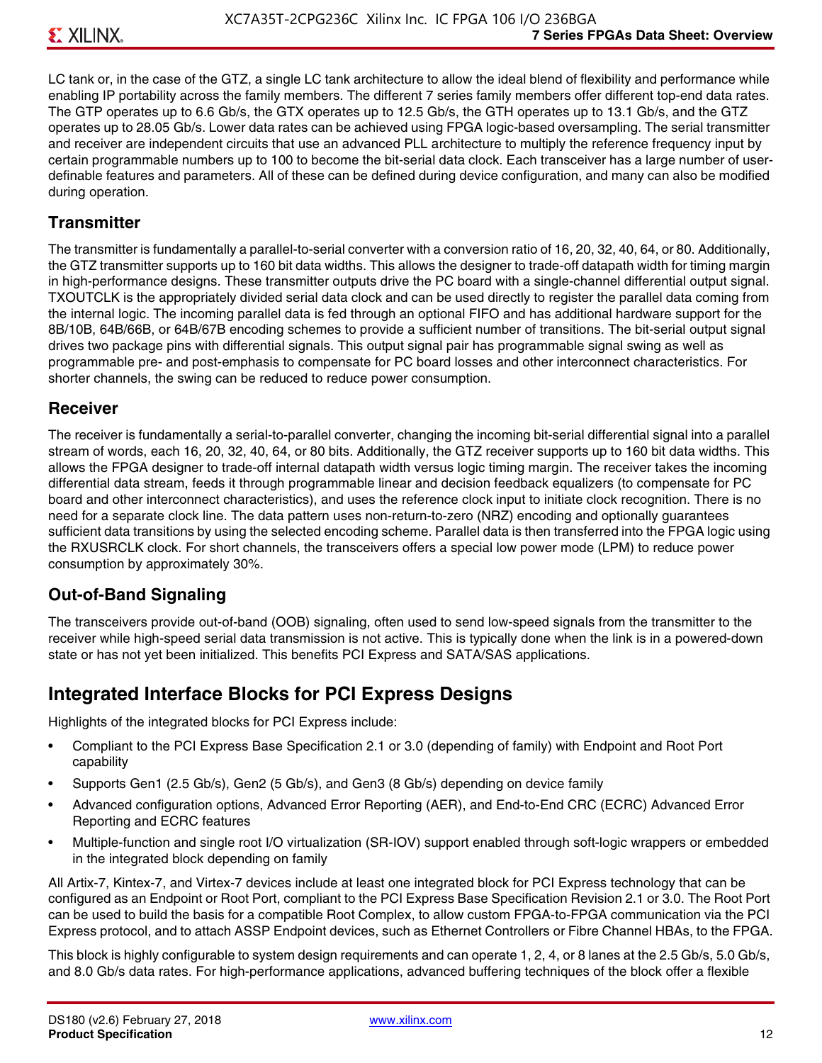LC tank or, in the case of the GTZ, a single LC tank architecture to allow the ideal blend of flexibility and performance while enabling IP portability across the family members. The different 7 series family members offer different top-end data rates. The GTP operates up to 6.6 Gb/s, the GTX operates up to 12.5 Gb/s, the GTH operates up to 13.1 Gb/s, and the GTZ operates up to 28.05 Gb/s. Lower data rates can be achieved using FPGA logic-based oversampling. The serial transmitter and receiver are independent circuits that use an advanced PLL architecture to multiply the reference frequency input by certain programmable numbers up to 100 to become the bit-serial data clock. Each transceiver has a large number of user-definable features and parameters. All of these can be defined during device configuration, and many can also be modified during operation.

### Transmitter

The transmitter is fundamentally a parallel-to-serial converter with a conversion ratio of 16, 20, 32, 40, 64, or 80. Additionally, the GTZ transmitter supports up to 160 bit data widths. This allows the designer to trade-off datapath width for timing margin in high-performance designs. These transmitter outputs drive the PC board with a single-channel differential output signal. TXOUTCLK is the appropriately divided serial data clock and can be used directly to register the parallel data coming from the internal logic. The incoming parallel data is fed through an optional FIFO and has additional hardware support for the 8B/10B, 64B/66B, or 64B/67B encoding schemes to provide a sufficient number of transitions. The bit-serial output signal drives two package pins with differential signals. This output signal pair has programmable signal swing as well as programmable pre- and post-emphasis to compensate for PC board losses and other interconnect characteristics. For shorter channels, the swing can be reduced to reduce power consumption.

### Receiver

The receiver is fundamentally a serial-to-parallel converter, changing the incoming bit-serial differential signal into a parallel stream of words, each 16, 20, 32, 40, 64, or 80 bits. Additionally, the GTZ receiver supports up to 160 bit data widths. This allows the FPGA designer to trade-off internal datapath width versus logic timing margin. The receiver takes the incoming differential data stream, feeds it through programmable linear and decision feedback equalizers (to compensate for PC board and other interconnect characteristics), and uses the reference clock input to initiate clock recognition. There is no need for a separate clock line. The data pattern uses non-return-to-zero (NRZ) encoding and optionally guarantees sufficient data transitions by using the selected encoding scheme. Parallel data is then transferred into the FPGA logic using the RXUSRCLK clock. For short channels, the transceivers offers a special low power mode (LPM) to reduce power consumption by approximately 30%.

### Out-of-Band Signaling

The transceivers provide out-of-band (OOB) signaling, often used to send low-speed signals from the transmitter to the receiver while high-speed serial data transmission is not active. This is typically done when the link is in a powered-down state or has not yet been initialized. This benefits PCI Express and SATA/SAS applications.

## Integrated Interface Blocks for PCI Express Designs

Highlights of the integrated blocks for PCI Express include:

- Compliant to the PCI Express Base Specification 2.1 or 3.0 (depending of family) with Endpoint and Root Port capability
- Supports Gen1 (2.5 Gb/s), Gen2 (5 Gb/s), and Gen3 (8 Gb/s) depending on device family
- Advanced configuration options, Advanced Error Reporting (AER), and End-to-End CRC (ECRC) Advanced Error Reporting and ECRC features
- Multiple-function and single root I/O virtualization (SR-IOV) support enabled through soft-logic wrappers or embedded in the integrated block depending on family

All Artix-7, Kintex-7, and Virtex-7 devices include at least one integrated block for PCI Express technology that can be configured as an Endpoint or Root Port, compliant to the PCI Express Base Specification Revision 2.1 or 3.0. The Root Port can be used to build the basis for a compatible Root Complex, to allow custom FPGA-to-FPGA communication via the PCI Express protocol, and to attach ASSP Endpoint devices, such as Ethernet Controllers or Fibre Channel HBAs, to the FPGA.

This block is highly configurable to system design requirements and can operate 1, 2, 4, or 8 lanes at the 2.5 Gb/s, 5.0 Gb/s, and 8.0 Gb/s data rates. For high-performance applications, advanced buffering techniques of the block offer a flexible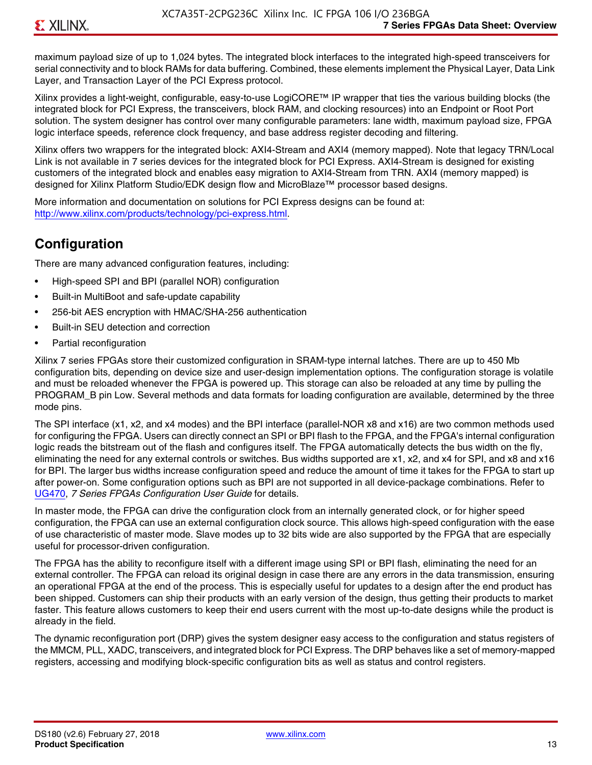maximum payload size of up to 1,024 bytes. The integrated block interfaces to the integrated high-speed transceivers for serial connectivity and to block RAMs for data buffering. Combined, these elements implement the Physical Layer, Data Link Layer, and Transaction Layer of the PCI Express protocol.

Xilinx provides a light-weight, configurable, easy-to-use LogiCORE™ IP wrapper that ties the various building blocks (the integrated block for PCI Express, the transceivers, block RAM, and clocking resources) into an Endpoint or Root Port solution. The system designer has control over many configurable parameters: lane width, maximum payload size, FPGA logic interface speeds, reference clock frequency, and base address register decoding and filtering.

Xilinx offers two wrappers for the integrated block: AXI4-Stream and AXI4 (memory mapped). Note that legacy TRN/Local Link is not available in 7 series devices for the integrated block for PCI Express. AXI4-Stream is designed for existing customers of the integrated block and enables easy migration to AXI4-Stream from TRN. AXI4 (memory mapped) is designed for Xilinx Platform Studio/EDK design flow and MicroBlaze™ processor based designs.

More information and documentation on solutions for PCI Express designs can be found at: http://www.xilinx.com/products/technology/pci-express.html.

## Configuration

There are many advanced configuration features, including:

- High-speed SPI and BPI (parallel NOR) configuration
- Built-in MultiBoot and safe-update capability
- 256-bit AES encryption with HMAC/SHA-256 authentication
- Built-in SEU detection and correction
- Partial reconfiguration

Xilinx 7 series FPGAs store their customized configuration in SRAM-type internal latches. There are up to 450 Mb configuration bits, depending on device size and user-design implementation options. The configuration storage is volatile and must be reloaded whenever the FPGA is powered up. This storage can also be reloaded at any time by pulling the PROGRAM_B pin Low. Several methods and data formats for loading configuration are available, determined by the three mode pins.

The SPI interface (x1, x2, and x4 modes) and the BPI interface (parallel-NOR x8 and x16) are two common methods used for configuring the FPGA. Users can directly connect an SPI or BPI flash to the FPGA, and the FPGA's internal configuration logic reads the bitstream out of the flash and configures itself. The FPGA automatically detects the bus width on the fly, eliminating the need for any external controls or switches. Bus widths supported are x1, x2, and x4 for SPI, and x8 and x16 for BPI. The larger bus widths increase configuration speed and reduce the amount of time it takes for the FPGA to start up after power-on. Some configuration options such as BPI are not supported in all device-package combinations. Refer to UG470, *7 Series FPGAs Configuration User Guide* for details.

In master mode, the FPGA can drive the configuration clock from an internally generated clock, or for higher speed configuration, the FPGA can use an external configuration clock source. This allows high-speed configuration with the ease of use characteristic of master mode. Slave modes up to 32 bits wide are also supported by the FPGA that are especially useful for processor-driven configuration.

The FPGA has the ability to reconfigure itself with a different image using SPI or BPI flash, eliminating the need for an external controller. The FPGA can reload its original design in case there are any errors in the data transmission, ensuring an operational FPGA at the end of the process. This is especially useful for updates to a design after the end product has been shipped. Customers can ship their products with an early version of the design, thus getting their products to market faster. This feature allows customers to keep their end users current with the most up-to-date designs while the product is already in the field.

The dynamic reconfiguration port (DRP) gives the system designer easy access to the configuration and status registers of the MMCM, PLL, XADC, transceivers, and integrated block for PCI Express. The DRP behaves like a set of memory-mapped registers, accessing and modifying block-specific configuration bits as well as status and control registers.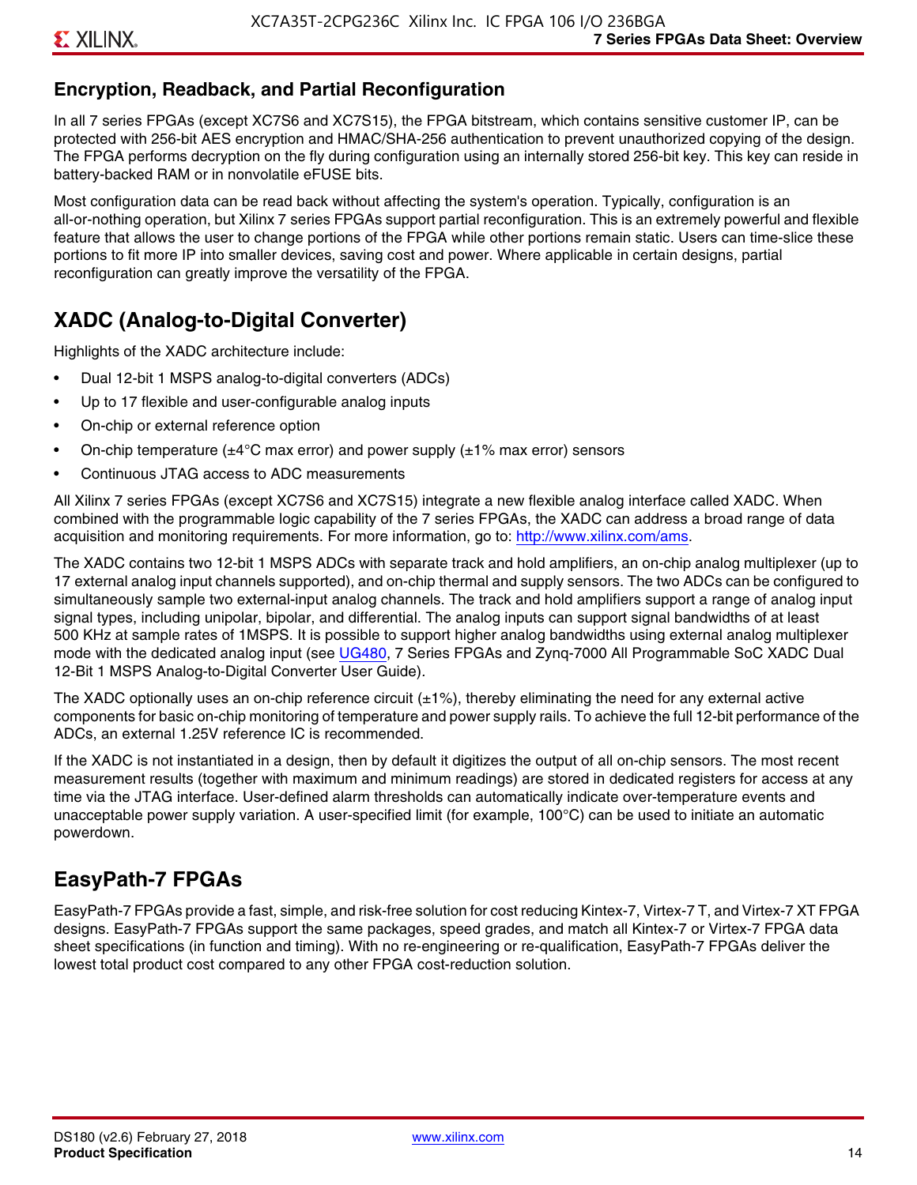## Encryption, Readback, and Partial Reconfiguration

In all 7 series FPGAs (except XC7S6 and XC7S15), the FPGA bitstream, which contains sensitive customer IP, can be protected with 256-bit AES encryption and HMAC/SHA-256 authentication to prevent unauthorized copying of the design. The FPGA performs decryption on the fly during configuration using an internally stored 256-bit key. This key can reside in battery-backed RAM or in nonvolatile eFUSE bits.

Most configuration data can be read back without affecting the system's operation. Typically, configuration is an all-or-nothing operation, but Xilinx 7 series FPGAs support partial reconfiguration. This is an extremely powerful and flexible feature that allows the user to change portions of the FPGA while other portions remain static. Users can time-slice these portions to fit more IP into smaller devices, saving cost and power. Where applicable in certain designs, partial reconfiguration can greatly improve the versatility of the FPGA.

# XADC (Analog-to-Digital Converter)

Highlights of the XADC architecture include:

- Dual 12-bit 1 MSPS analog-to-digital converters (ADCs)
- Up to 17 flexible and user-configurable analog inputs
- On-chip or external reference option
- On-chip temperature (±4°C max error) and power supply (±1% max error) sensors
- Continuous JTAG access to ADC measurements

All Xilinx 7 series FPGAs (except XC7S6 and XC7S15) integrate a new flexible analog interface called XADC. When combined with the programmable logic capability of the 7 series FPGAs, the XADC can address a broad range of data acquisition and monitoring requirements. For more information, go to: http://www.xilinx.com/ams.

The XADC contains two 12-bit 1 MSPS ADCs with separate track and hold amplifiers, an on-chip analog multiplexer (up to 17 external analog input channels supported), and on-chip thermal and supply sensors. The two ADCs can be configured to simultaneously sample two external-input analog channels. The track and hold amplifiers support a range of analog input signal types, including unipolar, bipolar, and differential. The analog inputs can support signal bandwidths of at least 500 KHz at sample rates of 1MSPS. It is possible to support higher analog bandwidths using external analog multiplexer mode with the dedicated analog input (see UG480, 7 Series FPGAs and Zynq-7000 All Programmable SoC XADC Dual 12-Bit 1 MSPS Analog-to-Digital Converter User Guide).

The XADC optionally uses an on-chip reference circuit (±1%), thereby eliminating the need for any external active components for basic on-chip monitoring of temperature and power supply rails. To achieve the full 12-bit performance of the ADCs, an external 1.25V reference IC is recommended.

If the XADC is not instantiated in a design, then by default it digitizes the output of all on-chip sensors. The most recent measurement results (together with maximum and minimum readings) are stored in dedicated registers for access at any time via the JTAG interface. User-defined alarm thresholds can automatically indicate over-temperature events and unacceptable power supply variation. A user-specified limit (for example, 100°C) can be used to initiate an automatic powerdown.

# EasyPath-7 FPGAs

EasyPath-7 FPGAs provide a fast, simple, and risk-free solution for cost reducing Kintex-7, Virtex-7 T, and Virtex-7 XT FPGA designs. EasyPath-7 FPGAs support the same packages, speed grades, and match all Kintex-7 or Virtex-7 FPGA data sheet specifications (in function and timing). With no re-engineering or re-qualification, EasyPath-7 FPGAs deliver the lowest total product cost compared to any other FPGA cost-reduction solution.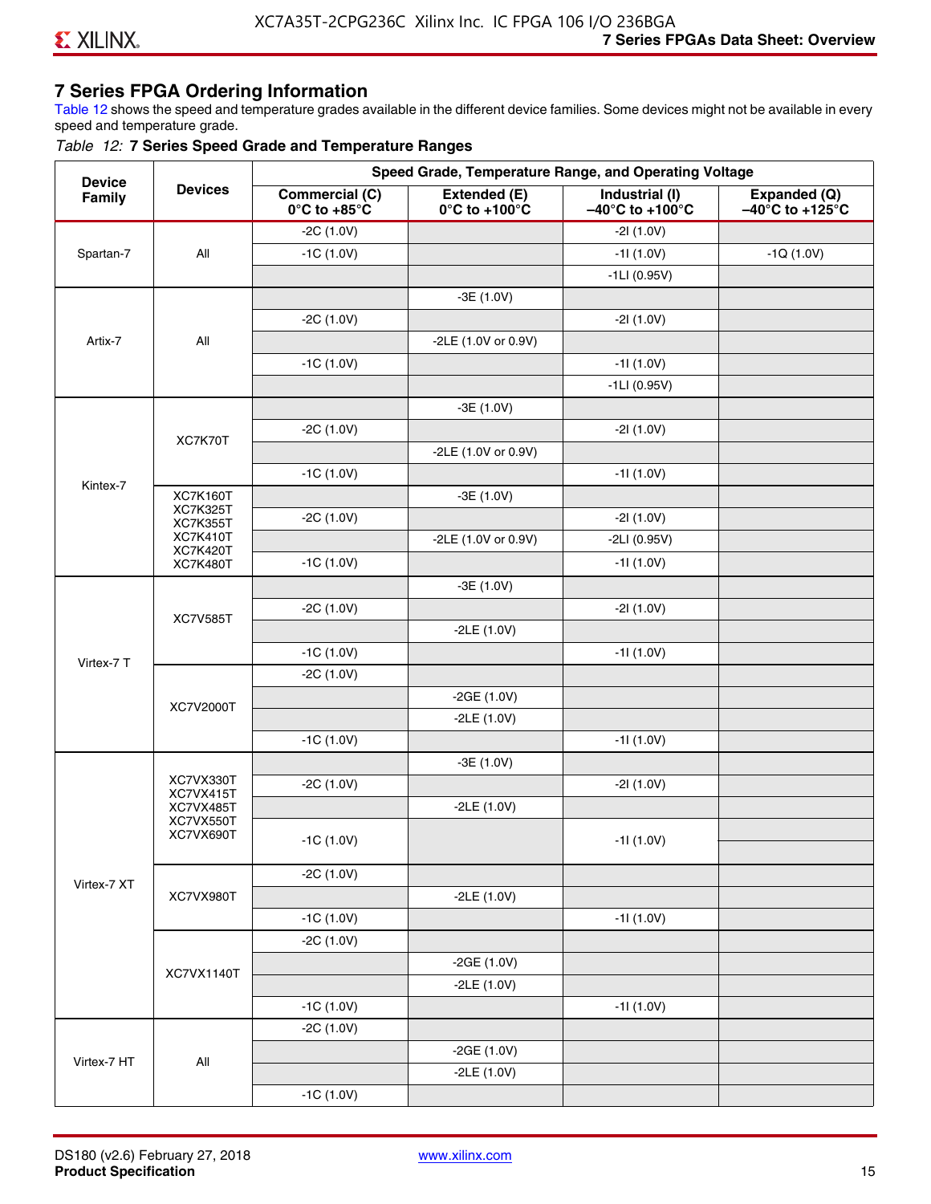## 7 Series FPGA Ordering Information

Table 12 shows the speed and temperature grades available in the different device families. Some devices might not be available in every speed and temperature grade.

*Table 12:* **7 Series Speed Grade and Temperature Ranges**

| Device Family | Devices | Speed Grade, Temperature Range, and Operating Voltage | | | |
|---|---|---|---|---|---|
| | | **Commercial (C) 0°C to +85°C** | **Extended (E) 0°C to +100°C** | **Industrial (I) –40°C to +100°C** | **Expanded (Q) –40°C to +125°C** |
| Spartan-7 | All | -2C (1.0V) | | -2I (1.0V) | |
| | | -1C (1.0V) | | -1I (1.0V) | -1Q (1.0V) |
| | | | | -1LI (0.95V) | |
| Artix-7 | All | | -3E (1.0V) | | |
| | | -2C (1.0V) | | -2I (1.0V) | |
| | | | -2LE (1.0V or 0.9V) | | |
| | | -1C (1.0V) | | -1I (1.0V) | |
| | | | | -1LI (0.95V) | |
| Kintex-7 | XC7K70T | | -3E (1.0V) | | |
| | | -2C (1.0V) | | -2I (1.0V) | |
| | | | -2LE (1.0V or 0.9V) | | |
| | | -1C (1.0V) | | -1I (1.0V) | |
| | XC7K160T XC7K325T XC7K355T XC7K410T XC7K420T XC7K480T | | -3E (1.0V) | | |
| | | -2C (1.0V) | | -2I (1.0V) | |
| | | | -2LE (1.0V or 0.9V) | -2LI (0.95V) | |
| | | -1C (1.0V) | | -1I (1.0V) | |
| Virtex-7 T | XC7V585T | | -3E (1.0V) | | |
| | | -2C (1.0V) | | -2I (1.0V) | |
| | | | -2LE (1.0V) | | |
| | | -1C (1.0V) | | -1I (1.0V) | |
| | XC7V2000T | -2C (1.0V) | | | |
| | | | -2GE (1.0V) | | |
| | | | -2LE (1.0V) | | |
| | | -1C (1.0V) | | -1I (1.0V) | |
| Virtex-7 XT | XC7VX330T XC7VX415T XC7VX485T XC7VX550T XC7VX690T | | -3E (1.0V) | | |
| | | -2C (1.0V) | | -2I (1.0V) | |
| | | | -2LE (1.0V) | | |
| | | -1C (1.0V) | | -1I (1.0V) | |
| | XC7VX980T | -2C (1.0V) | | | |
| | | | -2LE (1.0V) | | |
| | | -1C (1.0V) | | -1I (1.0V) | |
| | XC7VX1140T | -2C (1.0V) | | | |
| | | | -2GE (1.0V) | | |
| | | | -2LE (1.0V) | | |
| | | -1C (1.0V) | | -1I (1.0V) | |
| Virtex-7 HT | All | -2C (1.0V) | | | |
| | | | -2GE (1.0V) | | |
| | | | -2LE (1.0V) | | |
| | | -1C (1.0V) | | | |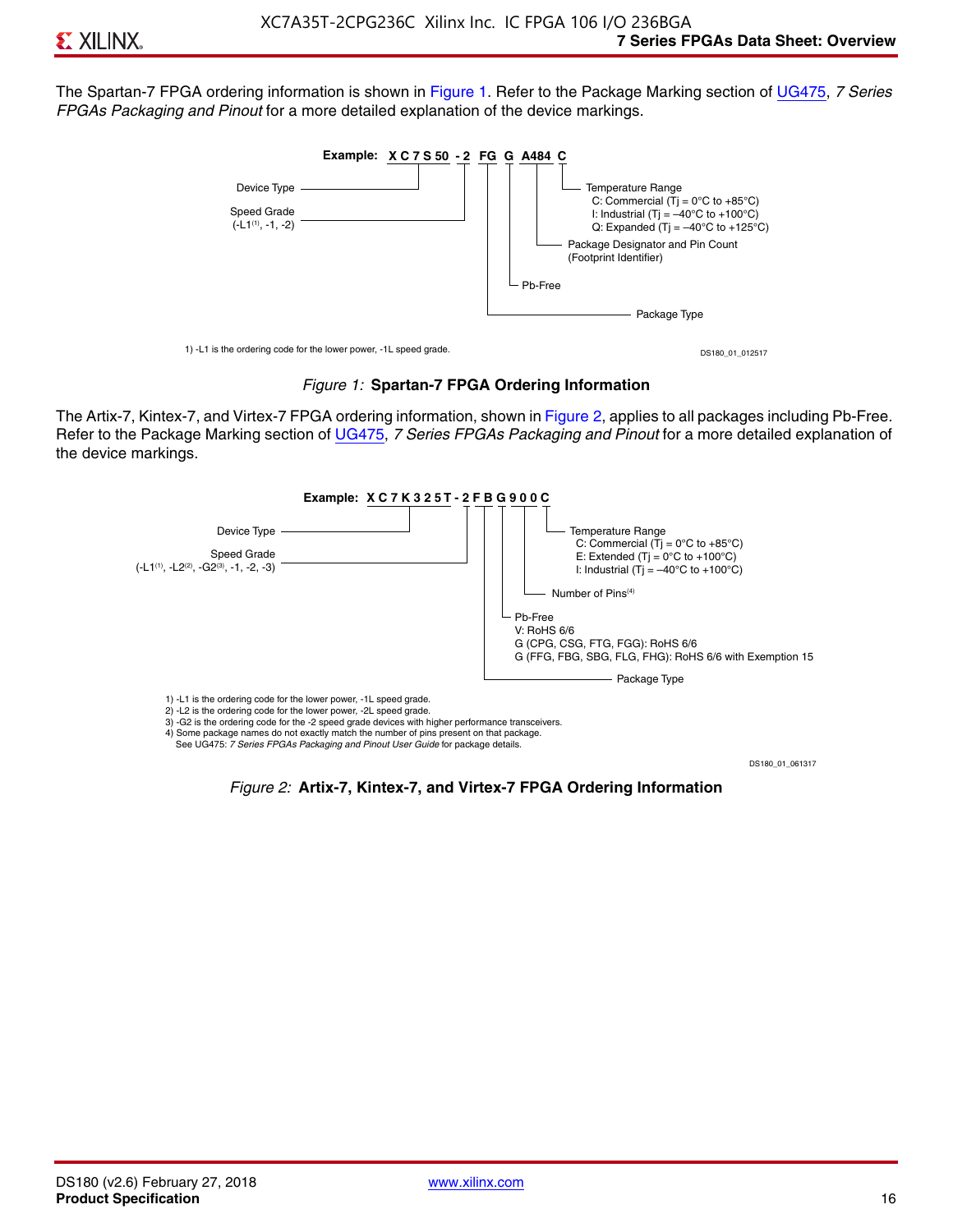The Spartan-7 FPGA ordering information is shown in Figure 1. Refer to the Package Marking section of UG475, *7 Series FPGAs Packaging and Pinout* for a more detailed explanation of the device markings.

Example: XC7S50 -2 FG G A484 C

- Device Type
- Speed Grade (-L1(1), -1, -2)
- Package Type
- Pb-Free
- Package Designator and Pin Count (Footprint Identifier)
- Temperature Range
  - C: Commercial (Tj = 0°C to +85°C)
  - I: Industrial (Tj = –40°C to +100°C)
  - Q: Expanded (Tj = –40°C to +125°C)

1) -L1 is the ordering code for the lower power, -1L speed grade.

DS180_01_012517

*Figure 1:* **Spartan-7 FPGA Ordering Information**

The Artix-7, Kintex-7, and Virtex-7 FPGA ordering information, shown in Figure 2, applies to all packages including Pb-Free. Refer to the Package Marking section of UG475, *7 Series FPGAs Packaging and Pinout* for a more detailed explanation of the device markings.

Example: XC7K325T-2FBG900C

- Device Type
- Speed Grade (-L1(1), -L2(2), -G2(3), -1, -2, -3)
- Package Type
- Pb-Free
  - V: RoHS 6/6
  - G (CPG, CSG, FTG, FGG): RoHS 6/6
  - G (FFG, FBG, SBG, FLG, FHG): RoHS 6/6 with Exemption 15
- Number of Pins(4)
- Temperature Range
  - C: Commercial (Tj = 0°C to +85°C)
  - E: Extended (Tj = 0°C to +100°C)
  - I: Industrial (Tj = –40°C to +100°C)

1) -L1 is the ordering code for the lower power, -1L speed grade.
2) -L2 is the ordering code for the lower power, -2L speed grade.
3) -G2 is the ordering code for the -2 speed grade devices with higher performance transceivers.
4) Some package names do not exactly match the number of pins present on that package. See UG475: *7 Series FPGAs Packaging and Pinout User Guide* for package details.

DS180_01_061317

*Figure 2:* **Artix-7, Kintex-7, and Virtex-7 FPGA Ordering Information**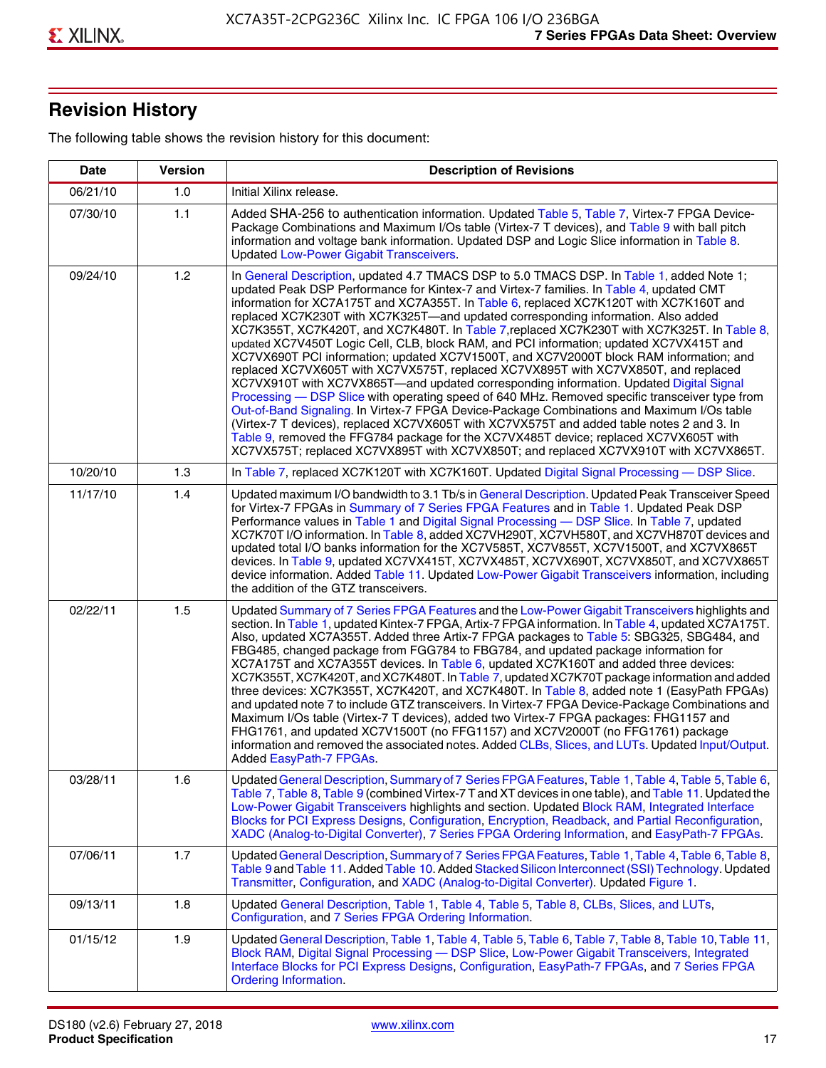## Revision History

The following table shows the revision history for this document:

| Date | Version | Description of Revisions |
|---|---|---|
| 06/21/10 | 1.0 | Initial Xilinx release. |
| 07/30/10 | 1.1 | Added SHA-256 to authentication information. Updated Table 5, Table 7, Virtex-7 FPGA Device-Package Combinations and Maximum I/Os table (Virtex-7 T devices), and Table 9 with ball pitch information and voltage bank information. Updated DSP and Logic Slice information in Table 8. Updated Low-Power Gigabit Transceivers. |
| 09/24/10 | 1.2 | In General Description, updated 4.7 TMACS DSP to 5.0 TMACS DSP. In Table 1, added Note 1; updated Peak DSP Performance for Kintex-7 and Virtex-7 families. In Table 4, updated CMT information for XC7A175T and XC7A355T. In Table 6, replaced XC7K120T with XC7K160T and replaced XC7K230T with XC7K325T—and updated corresponding information. Also added XC7K355T, XC7K420T, and XC7K480T. In Table 7,replaced XC7K230T with XC7K325T. In Table 8, updated XC7V450T Logic Cell, CLB, block RAM, and PCI information; updated XC7VX415T and XC7VX690T PCI information; updated XC7V1500T, and XC7V2000T block RAM information; and replaced XC7VX605T with XC7VX575T, replaced XC7VX895T with XC7VX850T, and replaced XC7VX910T with XC7VX865T—and updated corresponding information. Updated Digital Signal Processing — DSP Slice with operating speed of 640 MHz. Removed specific transceiver type from Out-of-Band Signaling. In Virtex-7 FPGA Device-Package Combinations and Maximum I/Os table (Virtex-7 T devices), replaced XC7VX605T with XC7VX575T and added table notes 2 and 3. In Table 9, removed the FFG784 package for the XC7VX485T device; replaced XC7VX605T with XC7VX575T; replaced XC7VX895T with XC7VX850T; and replaced XC7VX910T with XC7VX865T. |
| 10/20/10 | 1.3 | In Table 7, replaced XC7K120T with XC7K160T. Updated Digital Signal Processing — DSP Slice. |
| 11/17/10 | 1.4 | Updated maximum I/O bandwidth to 3.1 Tb/s in General Description. Updated Peak Transceiver Speed for Virtex-7 FPGAs in Summary of 7 Series FPGA Features and in Table 1. Updated Peak DSP Performance values in Table 1 and Digital Signal Processing — DSP Slice. In Table 7, updated XC7K70T I/O information. In Table 8, added XC7VH290T, XC7VH580T, and XC7VH870T devices and updated total I/O banks information for the XC7V585T, XC7V855T, XC7V1500T, and XC7VX865T devices. In Table 9, updated XC7VX415T, XC7VX485T, XC7VX690T, XC7VX850T, and XC7VX865T device information. Added Table 11. Updated Low-Power Gigabit Transceivers information, including the addition of the GTZ transceivers. |
| 02/22/11 | 1.5 | Updated Summary of 7 Series FPGA Features and the Low-Power Gigabit Transceivers highlights and section. In Table 1, updated Kintex-7 FPGA, Artix-7 FPGA information. In Table 4, updated XC7A175T. Also, updated XC7A355T. Added three Artix-7 FPGA packages to Table 5: SBG325, SBG484, and FBG485, changed package from FGG784 to FBG784, and updated package information for XC7A175T and XC7A355T devices. In Table 6, updated XC7K160T and added three devices: XC7K355T, XC7K420T, and XC7K480T. In Table 7, updated XC7K70T package information and added three devices: XC7K355T, XC7K420T, and XC7K480T. In Table 8, added note 1 (EasyPath FPGAs) and updated note 7 to include GTZ transceivers. In Virtex-7 FPGA Device-Package Combinations and Maximum I/Os table (Virtex-7 T devices), added two Virtex-7 FPGA packages: FHG1157 and FHG1761, and updated XC7V1500T (no FFG1157) and XC7V2000T (no FFG1761) package information and removed the associated notes. Added CLBs, Slices, and LUTs. Updated Input/Output. Added EasyPath-7 FPGAs. |
| 03/28/11 | 1.6 | Updated General Description, Summary of 7 Series FPGA Features, Table 1, Table 4, Table 5, Table 6, Table 7, Table 8, Table 9 (combined Virtex-7 T and XT devices in one table), and Table 11. Updated the Low-Power Gigabit Transceivers highlights and section. Updated Block RAM, Integrated Interface Blocks for PCI Express Designs, Configuration, Encryption, Readback, and Partial Reconfiguration, XADC (Analog-to-Digital Converter), 7 Series FPGA Ordering Information, and EasyPath-7 FPGAs. |
| 07/06/11 | 1.7 | Updated General Description, Summary of 7 Series FPGA Features, Table 1, Table 4, Table 6, Table 8, Table 9 and Table 11. Added Table 10. Added Stacked Silicon Interconnect (SSI) Technology. Updated Transmitter, Configuration, and XADC (Analog-to-Digital Converter). Updated Figure 1. |
| 09/13/11 | 1.8 | Updated General Description, Table 1, Table 4, Table 5, Table 8, CLBs, Slices, and LUTs, Configuration, and 7 Series FPGA Ordering Information. |
| 01/15/12 | 1.9 | Updated General Description, Table 1, Table 4, Table 5, Table 6, Table 7, Table 8, Table 10, Table 11, Block RAM, Digital Signal Processing — DSP Slice, Low-Power Gigabit Transceivers, Integrated Interface Blocks for PCI Express Designs, Configuration, EasyPath-7 FPGAs, and 7 Series FPGA Ordering Information. |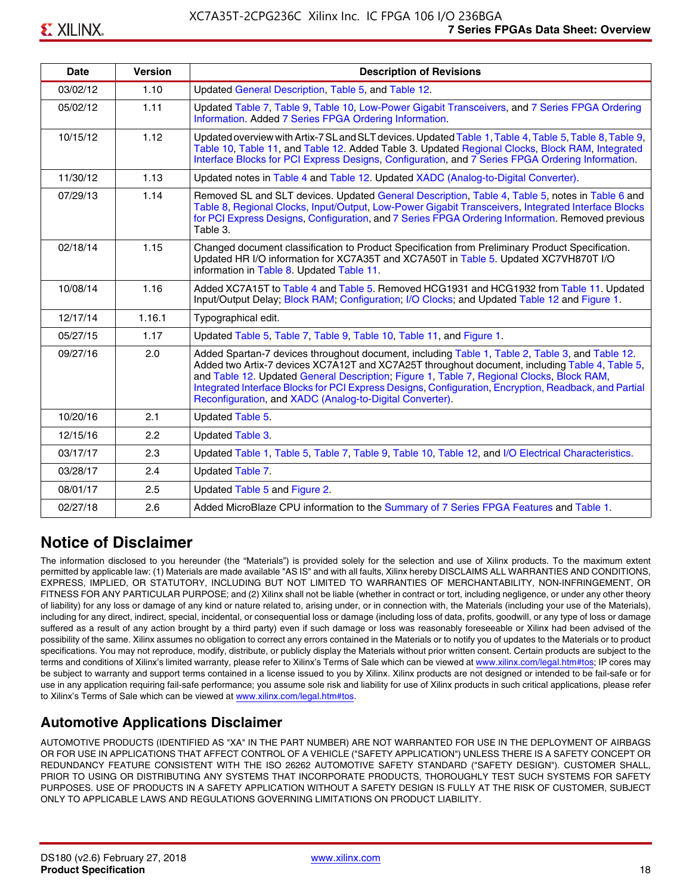| Date | Version | Description of Revisions |
|---|---|---|
| 03/02/12 | 1.10 | Updated General Description, Table 5, and Table 12. |
| 05/02/12 | 1.11 | Updated Table 7, Table 9, Table 10, Low-Power Gigabit Transceivers, and 7 Series FPGA Ordering Information. Added 7 Series FPGA Ordering Information. |
| 10/15/12 | 1.12 | Updated overview with Artix-7 SL and SLT devices. Updated Table 1, Table 4, Table 5, Table 8, Table 9, Table 10, Table 11, and Table 12. Added Table 3. Updated Regional Clocks, Block RAM, Integrated Interface Blocks for PCI Express Designs, Configuration, and 7 Series FPGA Ordering Information. |
| 11/30/12 | 1.13 | Updated notes in Table 4 and Table 12. Updated XADC (Analog-to-Digital Converter). |
| 07/29/13 | 1.14 | Removed SL and SLT devices. Updated General Description, Table 4, Table 5, notes in Table 6 and Table 8, Regional Clocks, Input/Output, Low-Power Gigabit Transceivers, Integrated Interface Blocks for PCI Express Designs, Configuration, and 7 Series FPGA Ordering Information. Removed previous Table 3. |
| 02/18/14 | 1.15 | Changed document classification to Product Specification from Preliminary Product Specification. Updated HR I/O information for XC7A35T and XC7A50T in Table 5. Updated XC7VH870T I/O information in Table 8. Updated Table 11. |
| 10/08/14 | 1.16 | Added XC7A15T to Table 4 and Table 5. Removed HCG1931 and HCG1932 from Table 11. Updated Input/Output Delay; Block RAM; Configuration; I/O Clocks; and Updated Table 12 and Figure 1. |
| 12/17/14 | 1.16.1 | Typographical edit. |
| 05/27/15 | 1.17 | Updated Table 5, Table 7, Table 9, Table 10, Table 11, and Figure 1. |
| 09/27/16 | 2.0 | Added Spartan-7 devices throughout document, including Table 1, Table 2, Table 3, and Table 12. Added two Artix-7 devices XC7A12T and XC7A25T throughout document, including Table 4, Table 5, and Table 12. Updated General Description; Figure 1, Table 7, Regional Clocks, Block RAM, Integrated Interface Blocks for PCI Express Designs, Configuration, Encryption, Readback, and Partial Reconfiguration, and XADC (Analog-to-Digital Converter). |
| 10/20/16 | 2.1 | Updated Table 5. |
| 12/15/16 | 2.2 | Updated Table 3. |
| 03/17/17 | 2.3 | Updated Table 1, Table 5, Table 7, Table 9, Table 10, Table 12, and I/O Electrical Characteristics. |
| 03/28/17 | 2.4 | Updated Table 7. |
| 08/01/17 | 2.5 | Updated Table 5 and Figure 2. |
| 02/27/18 | 2.6 | Added MicroBlaze CPU information to the Summary of 7 Series FPGA Features and Table 1. |

## Notice of Disclaimer

The information disclosed to you hereunder (the "Materials") is provided solely for the selection and use of Xilinx products. To the maximum extent permitted by applicable law: (1) Materials are made available "AS IS" and with all faults, Xilinx hereby DISCLAIMS ALL WARRANTIES AND CONDITIONS, EXPRESS, IMPLIED, OR STATUTORY, INCLUDING BUT NOT LIMITED TO WARRANTIES OF MERCHANTABILITY, NON-INFRINGEMENT, OR FITNESS FOR ANY PARTICULAR PURPOSE; and (2) Xilinx shall not be liable (whether in contract or tort, including negligence, or under any other theory of liability) for any loss or damage of any kind or nature related to, arising under, or in connection with, the Materials (including your use of the Materials), including for any direct, indirect, special, incidental, or consequential loss or damage (including loss of data, profits, goodwill, or any type of loss or damage suffered as a result of any action brought by a third party) even if such damage or loss was reasonably foreseeable or Xilinx had been advised of the possibility of the same. Xilinx assumes no obligation to correct any errors contained in the Materials or to notify you of updates to the Materials or to product specifications. You may not reproduce, modify, distribute, or publicly display the Materials without prior written consent. Certain products are subject to the terms and conditions of Xilinx's limited warranty, please refer to Xilinx's Terms of Sale which can be viewed at www.xilinx.com/legal.htm#tos; IP cores may be subject to warranty and support terms contained in a license issued to you by Xilinx. Xilinx products are not designed or intended to be fail-safe or for use in any application requiring fail-safe performance; you assume sole risk and liability for use of Xilinx products in such critical applications, please refer to Xilinx's Terms of Sale which can be viewed at www.xilinx.com/legal.htm#tos.

## Automotive Applications Disclaimer

AUTOMOTIVE PRODUCTS (IDENTIFIED AS "XA" IN THE PART NUMBER) ARE NOT WARRANTED FOR USE IN THE DEPLOYMENT OF AIRBAGS OR FOR USE IN APPLICATIONS THAT AFFECT CONTROL OF A VEHICLE ("SAFETY APPLICATION") UNLESS THERE IS A SAFETY CONCEPT OR REDUNDANCY FEATURE CONSISTENT WITH THE ISO 26262 AUTOMOTIVE SAFETY STANDARD ("SAFETY DESIGN"). CUSTOMER SHALL, PRIOR TO USING OR DISTRIBUTING ANY SYSTEMS THAT INCORPORATE PRODUCTS, THOROUGHLY TEST SUCH SYSTEMS FOR SAFETY PURPOSES. USE OF PRODUCTS IN A SAFETY APPLICATION WITHOUT A SAFETY DESIGN IS FULLY AT THE RISK OF CUSTOMER, SUBJECT ONLY TO APPLICABLE LAWS AND REGULATIONS GOVERNING LIMITATIONS ON PRODUCT LIABILITY.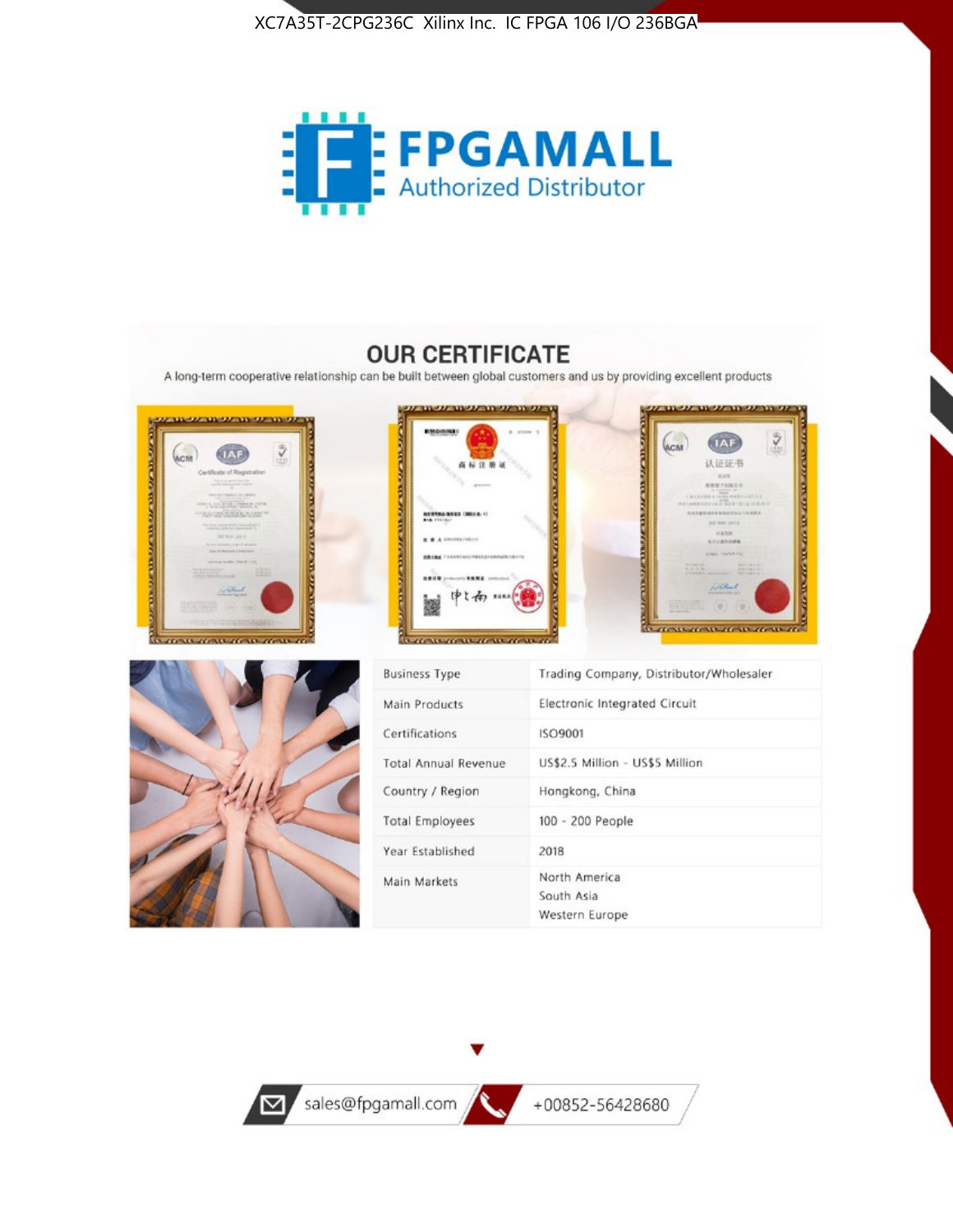# FPGAMALL

Authorized Distributor

## OUR CERTIFICATE

A long-term cooperative relationship can be built between global customers and us by providing excellent products

| | |
|---|---|
| Business Type | Trading Company, Distributor/Wholesaler |
| Main Products | Electronic Integrated Circuit |
| Certifications | ISO9001 |
| Total Annual Revenue | US$2.5 Million - US$5 Million |
| Country / Region | Hongkong, China |
| Total Employees | 100 - 200 People |
| Year Established | 2018 |
| Main Markets | North America<br>South Asia<br>Western Europe |

sales@fpgamall.com

+00852-56428680